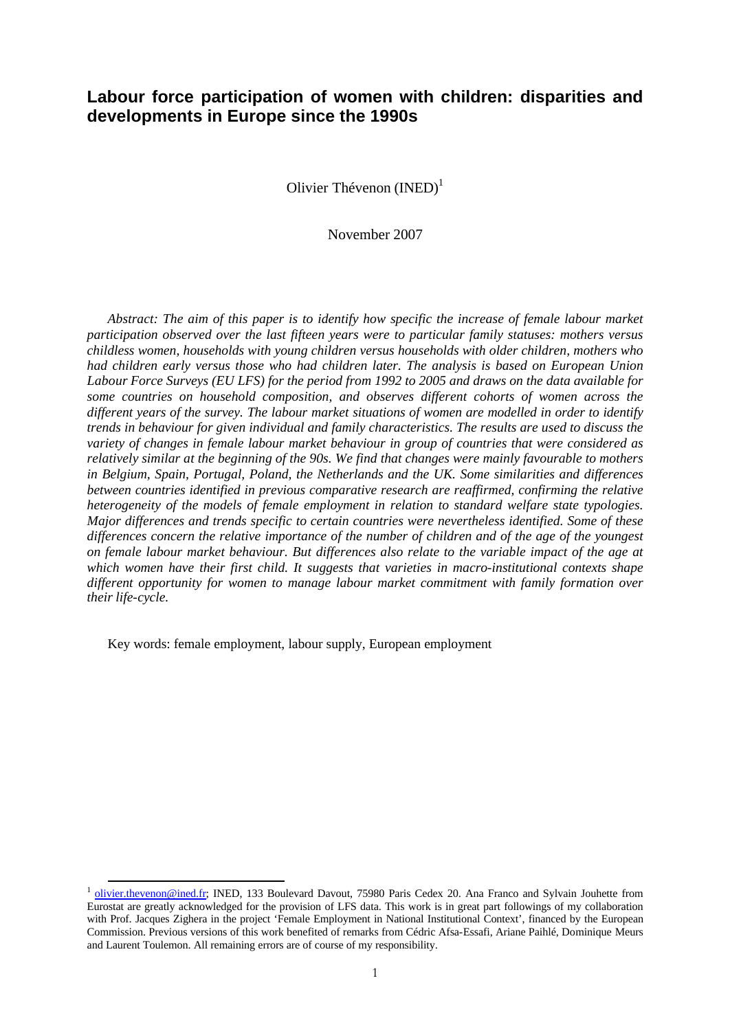# Labour force participation of women with children: disparities and developments in Europe since the 1990s

Olivier Thévenon (INED)[1]

November 2007

*Abstract: The aim of this paper is to identify how specific the increase of female labour market participation observed over the last fifteen years were to particular family statuses: mothers versus childless women, households with young children versus households with older children, mothers who had children early versus those who had children later. The analysis is based on European Union Labour Force Surveys (EU LFS) for the period from 1992 to 2005 and draws on the data available for some countries on household composition, and observes different cohorts of women across the different years of the survey. The labour market situations of women are modelled in order to identify trends in behaviour for given individual and family characteristics. The results are used to discuss the variety of changes in female labour market behaviour in group of countries that were considered as relatively similar at the beginning of the 90s. We find that changes were mainly favourable to mothers in Belgium, Spain, Portugal, Poland, the Netherlands and the UK. Some similarities and differences between countries identified in previous comparative research are reaffirmed, confirming the relative heterogeneity of the models of female employment in relation to standard welfare state typologies. Major differences and trends specific to certain countries were nevertheless identified. Some of these differences concern the relative importance of the number of children and of the age of the youngest on female labour market behaviour. But differences also relate to the variable impact of the age at which women have their first child. It suggests that varieties in macro-institutional contexts shape different opportunity for women to manage labour market commitment with family formation over their life-cycle.*

Key words: female employment, labour supply, European employment

---

[1] olivier.thevenon@ined.fr; INED, 133 Boulevard Davout, 75980 Paris Cedex 20. Ana Franco and Sylvain Jouhette from Eurostat are greatly acknowledged for the provision of LFS data. This work is in great part followings of my collaboration with Prof. Jacques Zighera in the project 'Female Employment in National Institutional Context', financed by the European Commission. Previous versions of this work benefited of remarks from Cédric Afsa-Essafi, Ariane Paihlé, Dominique Meurs and Laurent Toulemon. All remaining errors are of course of my responsibility.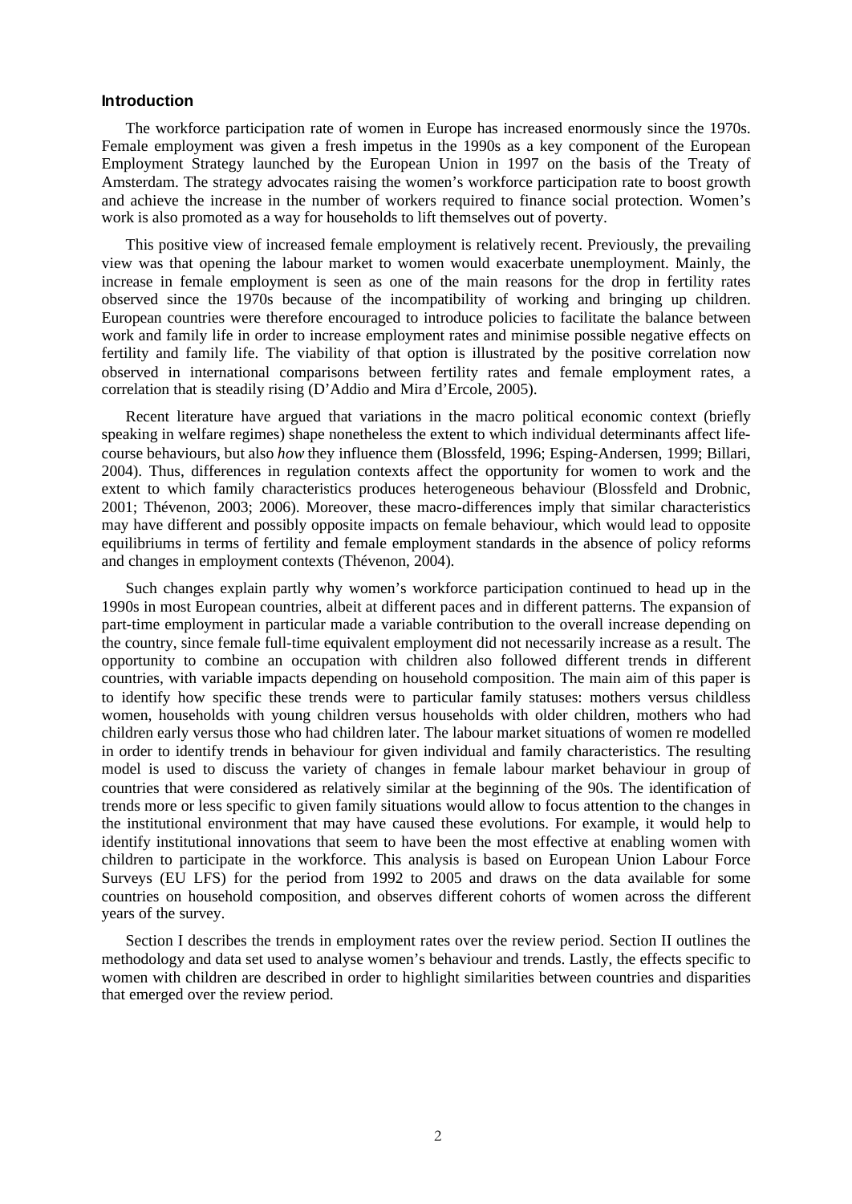## Introduction

The workforce participation rate of women in Europe has increased enormously since the 1970s. Female employment was given a fresh impetus in the 1990s as a key component of the European Employment Strategy launched by the European Union in 1997 on the basis of the Treaty of Amsterdam. The strategy advocates raising the women's workforce participation rate to boost growth and achieve the increase in the number of workers required to finance social protection. Women's work is also promoted as a way for households to lift themselves out of poverty.

This positive view of increased female employment is relatively recent. Previously, the prevailing view was that opening the labour market to women would exacerbate unemployment. Mainly, the increase in female employment is seen as one of the main reasons for the drop in fertility rates observed since the 1970s because of the incompatibility of working and bringing up children. European countries were therefore encouraged to introduce policies to facilitate the balance between work and family life in order to increase employment rates and minimise possible negative effects on fertility and family life. The viability of that option is illustrated by the positive correlation now observed in international comparisons between fertility rates and female employment rates, a correlation that is steadily rising (D'Addio and Mira d'Ercole, 2005).

Recent literature have argued that variations in the macro political economic context (briefly speaking in welfare regimes) shape nonetheless the extent to which individual determinants affect life-course behaviours, but also *how* they influence them (Blossfeld, 1996; Esping-Andersen, 1999; Billari, 2004). Thus, differences in regulation contexts affect the opportunity for women to work and the extent to which family characteristics produces heterogeneous behaviour (Blossfeld and Drobnic, 2001; Thévenon, 2003; 2006). Moreover, these macro-differences imply that similar characteristics may have different and possibly opposite impacts on female behaviour, which would lead to opposite equilibriums in terms of fertility and female employment standards in the absence of policy reforms and changes in employment contexts (Thévenon, 2004).

Such changes explain partly why women's workforce participation continued to head up in the 1990s in most European countries, albeit at different paces and in different patterns. The expansion of part-time employment in particular made a variable contribution to the overall increase depending on the country, since female full-time equivalent employment did not necessarily increase as a result. The opportunity to combine an occupation with children also followed different trends in different countries, with variable impacts depending on household composition. The main aim of this paper is to identify how specific these trends were to particular family statuses: mothers versus childless women, households with young children versus households with older children, mothers who had children early versus those who had children later. The labour market situations of women re modelled in order to identify trends in behaviour for given individual and family characteristics. The resulting model is used to discuss the variety of changes in female labour market behaviour in group of countries that were considered as relatively similar at the beginning of the 90s. The identification of trends more or less specific to given family situations would allow to focus attention to the changes in the institutional environment that may have caused these evolutions. For example, it would help to identify institutional innovations that seem to have been the most effective at enabling women with children to participate in the workforce. This analysis is based on European Union Labour Force Surveys (EU LFS) for the period from 1992 to 2005 and draws on the data available for some countries on household composition, and observes different cohorts of women across the different years of the survey.

Section I describes the trends in employment rates over the review period. Section II outlines the methodology and data set used to analyse women's behaviour and trends. Lastly, the effects specific to women with children are described in order to highlight similarities between countries and disparities that emerged over the review period.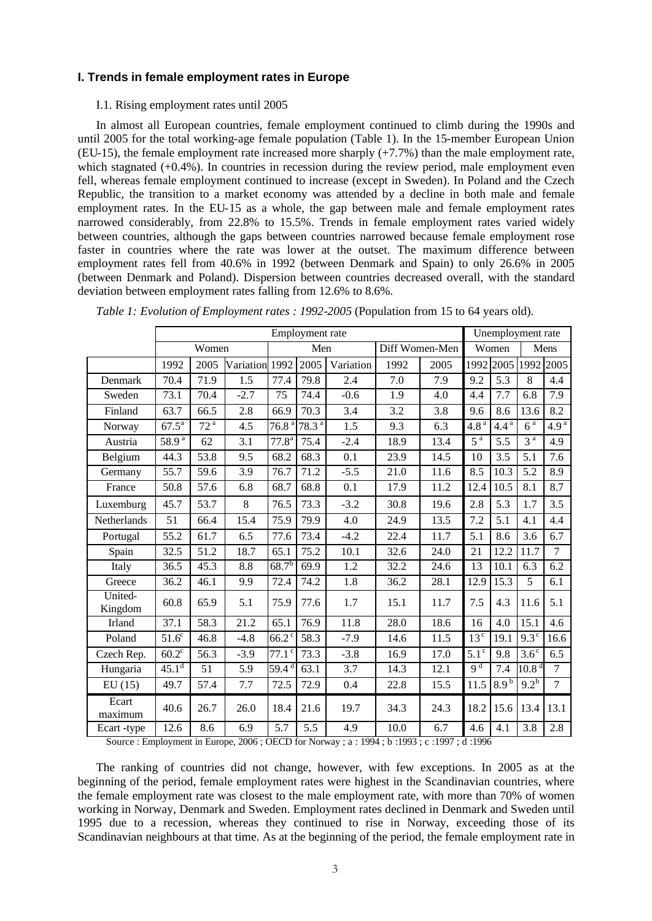### I. Trends in female employment rates in Europe

I.1. Rising employment rates until 2005

In almost all European countries, female employment continued to climb during the 1990s and until 2005 for the total working-age female population (Table 1). In the 15-member European Union (EU-15), the female employment rate increased more sharply (+7.7%) than the male employment rate, which stagnated (+0.4%). In countries in recession during the review period, male employment even fell, whereas female employment continued to increase (except in Sweden). In Poland and the Czech Republic, the transition to a market economy was attended by a decline in both male and female employment rates. In the EU-15 as a whole, the gap between male and female employment rates narrowed considerably, from 22.8% to 15.5%. Trends in female employment rates varied widely between countries, although the gaps between countries narrowed because female employment rose faster in countries where the rate was lower at the outset. The maximum difference between employment rates fell from 40.6% in 1992 (between Denmark and Spain) to only 26.6% in 2005 (between Denmark and Poland). Dispersion between countries decreased overall, with the standard deviation between employment rates falling from 12.6% to 8.6%.

*Table 1: Evolution of Employment rates : 1992-2005* (Population from 15 to 64 years old).

| | Employment rate | | | | | | | | Unemployment rate | | | |
|---|---|---|---|---|---|---|---|---|---|---|---|---|
| | Women | | | Men | | | Diff Women-Men | | Women | | Mens | |
| | 1992 | 2005 | Variation | 1992 | 2005 | Variation | 1992 | 2005 | 1992 | 2005 | 1992 | 2005 |
| Denmark | 70.4 | 71.9 | 1.5 | 77.4 | 79.8 | 2.4 | 7.0 | 7.9 | 9.2 | 5.3 | 8 | 4.4 |
| Sweden | 73.1 | 70.4 | -2.7 | 75 | 74.4 | -0.6 | 1.9 | 4.0 | 4.4 | 7.7 | 6.8 | 7.9 |
| Finland | 63.7 | 66.5 | 2.8 | 66.9 | 70.3 | 3.4 | 3.2 | 3.8 | 9.6 | 8.6 | 13.6 | 8.2 |
| Norway | 67.5[a] | 72[a] | 4.5 | 76.8[a] | 78.3[a] | 1.5 | 9.3 | 6.3 | 4.8[a] | 4.4[a] | 6[a] | 4.9[a] |
| Austria | 58.9[a] | 62 | 3.1 | 77.8[a] | 75.4 | -2.4 | 18.9 | 13.4 | 5[a] | 5.5 | 3[a] | 4.9 |
| Belgium | 44.3 | 53.8 | 9.5 | 68.2 | 68.3 | 0.1 | 23.9 | 14.5 | 10 | 3.5 | 5.1 | 7.6 |
| Germany | 55.7 | 59.6 | 3.9 | 76.7 | 71.2 | -5.5 | 21.0 | 11.6 | 8.5 | 10.3 | 5.2 | 8.9 |
| France | 50.8 | 57.6 | 6.8 | 68.7 | 68.8 | 0.1 | 17.9 | 11.2 | 12.4 | 10.5 | 8.1 | 8.7 |
| Luxemburg | 45.7 | 53.7 | 8 | 76.5 | 73.3 | -3.2 | 30.8 | 19.6 | 2.8 | 5.3 | 1.7 | 3.5 |
| Netherlands | 51 | 66.4 | 15.4 | 75.9 | 79.9 | 4.0 | 24.9 | 13.5 | 7.2 | 5.1 | 4.1 | 4.4 |
| Portugal | 55.2 | 61.7 | 6.5 | 77.6 | 73.4 | -4.2 | 22.4 | 11.7 | 5.1 | 8.6 | 3.6 | 6.7 |
| Spain | 32.5 | 51.2 | 18.7 | 65.1 | 75.2 | 10.1 | 32.6 | 24.0 | 21 | 12.2 | 11.7 | 7 |
| Italy | 36.5 | 45.3 | 8.8 | 68.7[b] | 69.9 | 1.2 | 32.2 | 24.6 | 13 | 10.1 | 6.3 | 6.2 |
| Greece | 36.2 | 46.1 | 9.9 | 72.4 | 74.2 | 1.8 | 36.2 | 28.1 | 12.9 | 15.3 | 5 | 6.1 |
| United-Kingdom | 60.8 | 65.9 | 5.1 | 75.9 | 77.6 | 1.7 | 15.1 | 11.7 | 7.5 | 4.3 | 11.6 | 5.1 |
| Irland | 37.1 | 58.3 | 21.2 | 65.1 | 76.9 | 11.8 | 28.0 | 18.6 | 16 | 4.0 | 15.1 | 4.6 |
| Poland | 51.6[c] | 46.8 | -4.8 | 66.2[c] | 58.3 | -7.9 | 14.6 | 11.5 | 13[c] | 19.1 | 9.3[c] | 16.6 |
| Czech Rep. | 60.2[c] | 56.3 | -3.9 | 77.1[c] | 73.3 | -3.8 | 16.9 | 17.0 | 5.1[c] | 9.8 | 3.6[c] | 6.5 |
| Hungaria | 45.1[d] | 51 | 5.9 | 59.4[d] | 63.1 | 3.7 | 14.3 | 12.1 | 9[d] | 7.4 | 10.8[d] | 7 |
| EU (15) | 49.7 | 57.4 | 7.7 | 72.5 | 72.9 | 0.4 | 22.8 | 15.5 | 11.5 | 8.9[b] | 9.2[b] | 7 |
| Ecart maximum | 40.6 | 26.7 | 26.0 | 18.4 | 21.6 | 19.7 | 34.3 | 24.3 | 18.2 | 15.6 | 13.4 | 13.1 |
| Ecart -type | 12.6 | 8.6 | 6.9 | 5.7 | 5.5 | 4.9 | 10.0 | 6.7 | 4.6 | 4.1 | 3.8 | 2.8 |

Source : Employment in Europe, 2006 ; OECD for Norway ; a : 1994 ; b :1993 ; c :1997 ; d :1996

The ranking of countries did not change, however, with few exceptions. In 2005 as at the beginning of the period, female employment rates were highest in the Scandinavian countries, where the female employment rate was closest to the male employment rate, with more than 70% of women working in Norway, Denmark and Sweden. Employment rates declined in Denmark and Sweden until 1995 due to a recession, whereas they continued to rise in Norway, exceeding those of its Scandinavian neighbours at that time. As at the beginning of the period, the female employment rate in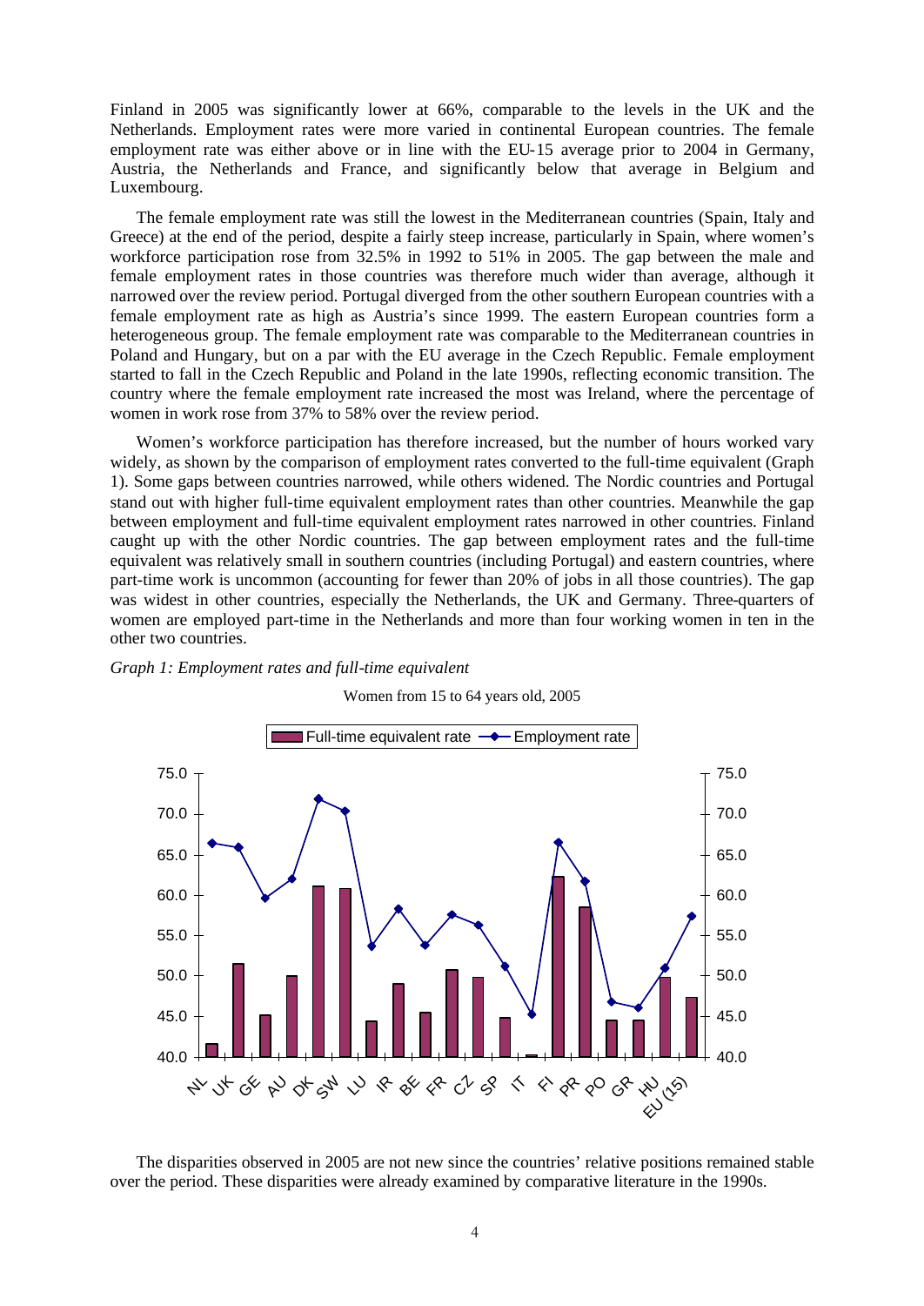Finland in 2005 was significantly lower at 66%, comparable to the levels in the UK and the Netherlands. Employment rates were more varied in continental European countries. The female employment rate was either above or in line with the EU-15 average prior to 2004 in Germany, Austria, the Netherlands and France, and significantly below that average in Belgium and Luxembourg.

The female employment rate was still the lowest in the Mediterranean countries (Spain, Italy and Greece) at the end of the period, despite a fairly steep increase, particularly in Spain, where women's workforce participation rose from 32.5% in 1992 to 51% in 2005. The gap between the male and female employment rates in those countries was therefore much wider than average, although it narrowed over the review period. Portugal diverged from the other southern European countries with a female employment rate as high as Austria's since 1999. The eastern European countries form a heterogeneous group. The female employment rate was comparable to the Mediterranean countries in Poland and Hungary, but on a par with the EU average in the Czech Republic. Female employment started to fall in the Czech Republic and Poland in the late 1990s, reflecting economic transition. The country where the female employment rate increased the most was Ireland, where the percentage of women in work rose from 37% to 58% over the review period.

Women's workforce participation has therefore increased, but the number of hours worked vary widely, as shown by the comparison of employment rates converted to the full-time equivalent (Graph 1). Some gaps between countries narrowed, while others widened. The Nordic countries and Portugal stand out with higher full-time equivalent employment rates than other countries. Meanwhile the gap between employment and full-time equivalent employment rates narrowed in other countries. Finland caught up with the other Nordic countries. The gap between employment rates and the full-time equivalent was relatively small in southern countries (including Portugal) and eastern countries, where part-time work is uncommon (accounting for fewer than 20% of jobs in all those countries). The gap was widest in other countries, especially the Netherlands, the UK and Germany. Three-quarters of women are employed part-time in the Netherlands and more than four working women in ten in the other two countries.

*Graph 1: Employment rates and full-time equivalent*

Women from 15 to 64 years old, 2005

| Country | Full-time equivalent rate | Employment rate |
|---|---|---|
| NL | 41.6 | 66.4 |
| UK | 51.4 | 65.9 |
| GE | 45.1 | 59.6 |
| AU | 50.0 | 62.0 |
| DK | 61.1 | 71.9 |
| SW | 60.8 | 70.4 |
| LU | 44.4 | 53.6 |
| IR | 49.0 | 58.3 |
| BE | 45.5 | 53.8 |
| FR | 50.7 | 57.6 |
| CZ | 49.8 | 56.3 |
| SP | 44.8 | 51.2 |
| IT | 40.3 | 45.3 |
| FI | 62.3 | 66.5 |
| PR | 58.5 | 61.7 |
| PO | 44.5 | 46.8 |
| GR | 44.5 | 46.1 |
| HU | 49.8 | 51.0 |
| EU (15) | 47.3 | 57.4 |

The disparities observed in 2005 are not new since the countries' relative positions remained stable over the period. These disparities were already examined by comparative literature in the 1990s.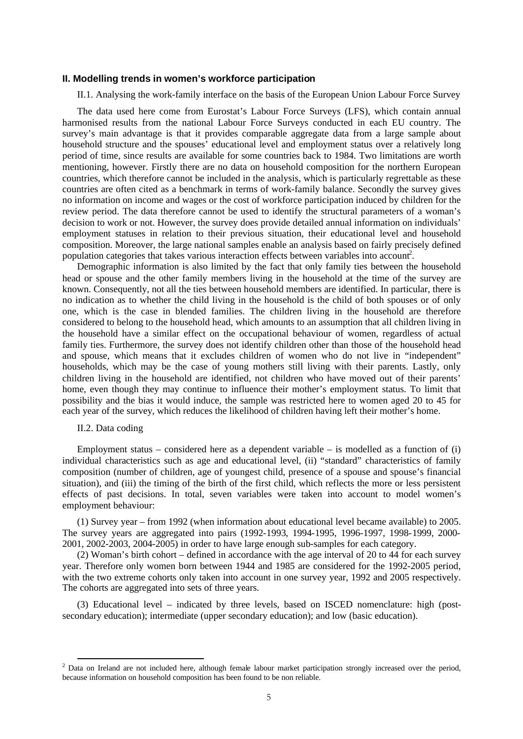## II. Modelling trends in women's workforce participation

II.1. Analysing the work-family interface on the basis of the European Union Labour Force Survey

The data used here come from Eurostat's Labour Force Surveys (LFS), which contain annual harmonised results from the national Labour Force Surveys conducted in each EU country. The survey's main advantage is that it provides comparable aggregate data from a large sample about household structure and the spouses' educational level and employment status over a relatively long period of time, since results are available for some countries back to 1984. Two limitations are worth mentioning, however. Firstly there are no data on household composition for the northern European countries, which therefore cannot be included in the analysis, which is particularly regrettable as these countries are often cited as a benchmark in terms of work-family balance. Secondly the survey gives no information on income and wages or the cost of workforce participation induced by children for the review period. The data therefore cannot be used to identify the structural parameters of a woman's decision to work or not. However, the survey does provide detailed annual information on individuals' employment statuses in relation to their previous situation, their educational level and household composition. Moreover, the large national samples enable an analysis based on fairly precisely defined population categories that takes various interaction effects between variables into account[2].

Demographic information is also limited by the fact that only family ties between the household head or spouse and the other family members living in the household at the time of the survey are known. Consequently, not all the ties between household members are identified. In particular, there is no indication as to whether the child living in the household is the child of both spouses or of only one, which is the case in blended families. The children living in the household are therefore considered to belong to the household head, which amounts to an assumption that all children living in the household have a similar effect on the occupational behaviour of women, regardless of actual family ties. Furthermore, the survey does not identify children other than those of the household head and spouse, which means that it excludes children of women who do not live in "independent" households, which may be the case of young mothers still living with their parents. Lastly, only children living in the household are identified, not children who have moved out of their parents' home, even though they may continue to influence their mother's employment status. To limit that possibility and the bias it would induce, the sample was restricted here to women aged 20 to 45 for each year of the survey, which reduces the likelihood of children having left their mother's home.

II.2. Data coding

Employment status – considered here as a dependent variable – is modelled as a function of (i) individual characteristics such as age and educational level, (ii) "standard" characteristics of family composition (number of children, age of youngest child, presence of a spouse and spouse's financial situation), and (iii) the timing of the birth of the first child, which reflects the more or less persistent effects of past decisions. In total, seven variables were taken into account to model women's employment behaviour:

(1) Survey year – from 1992 (when information about educational level became available) to 2005. The survey years are aggregated into pairs (1992-1993, 1994-1995, 1996-1997, 1998-1999, 2000-2001, 2002-2003, 2004-2005) in order to have large enough sub-samples for each category.

(2) Woman's birth cohort – defined in accordance with the age interval of 20 to 44 for each survey year. Therefore only women born between 1944 and 1985 are considered for the 1992-2005 period, with the two extreme cohorts only taken into account in one survey year, 1992 and 2005 respectively. The cohorts are aggregated into sets of three years.

(3) Educational level – indicated by three levels, based on ISCED nomenclature: high (post-secondary education); intermediate (upper secondary education); and low (basic education).

[2] Data on Ireland are not included here, although female labour market participation strongly increased over the period, because information on household composition has been found to be non reliable.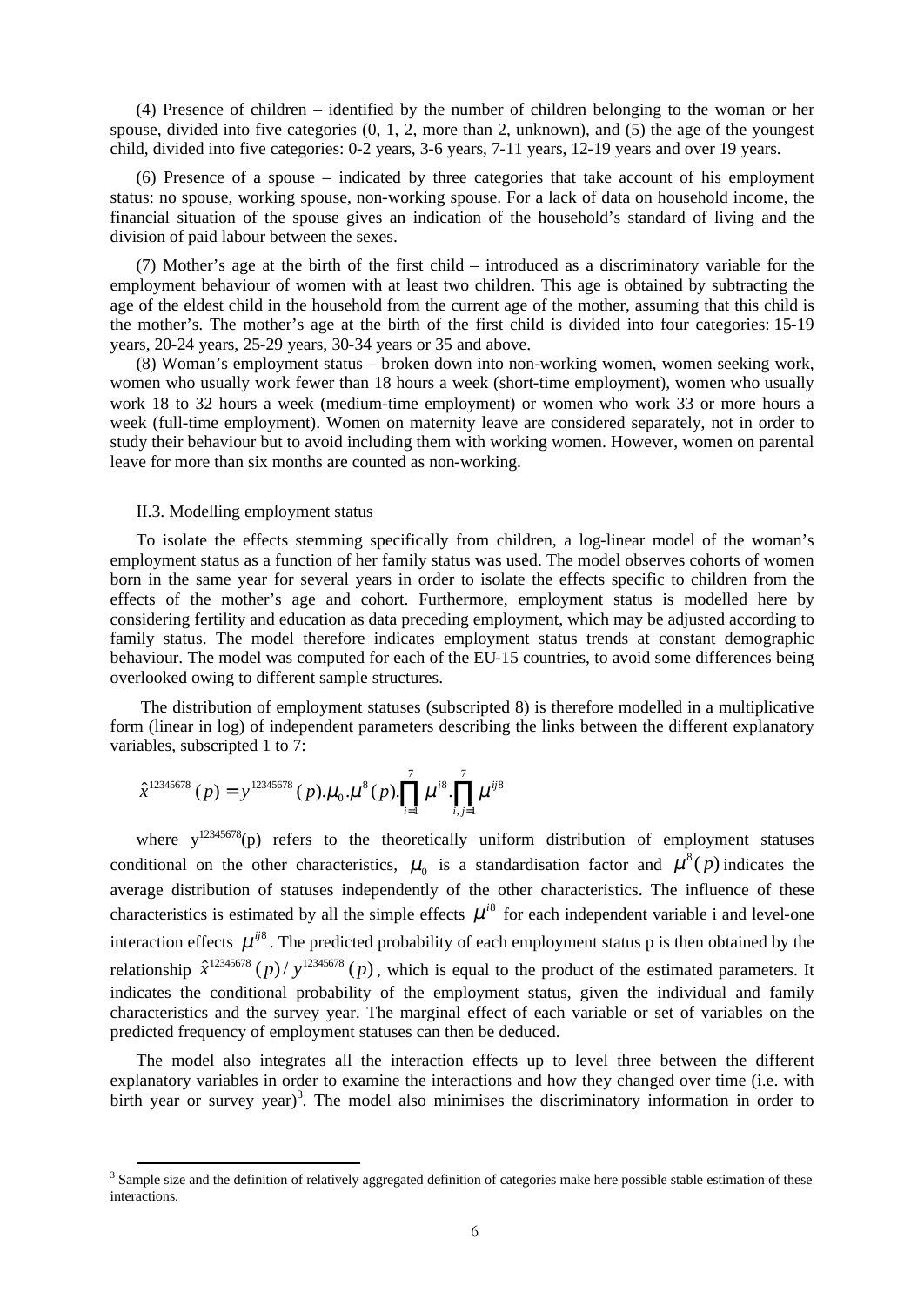(4) Presence of children – identified by the number of children belonging to the woman or her spouse, divided into five categories (0, 1, 2, more than 2, unknown), and (5) the age of the youngest child, divided into five categories: 0-2 years, 3-6 years, 7-11 years, 12-19 years and over 19 years.

(6) Presence of a spouse – indicated by three categories that take account of his employment status: no spouse, working spouse, non-working spouse. For a lack of data on household income, the financial situation of the spouse gives an indication of the household's standard of living and the division of paid labour between the sexes.

(7) Mother's age at the birth of the first child – introduced as a discriminatory variable for the employment behaviour of women with at least two children. This age is obtained by subtracting the age of the eldest child in the household from the current age of the mother, assuming that this child is the mother's. The mother's age at the birth of the first child is divided into four categories: 15-19 years, 20-24 years, 25-29 years, 30-34 years or 35 and above.

(8) Woman's employment status – broken down into non-working women, women seeking work, women who usually work fewer than 18 hours a week (short-time employment), women who usually work 18 to 32 hours a week (medium-time employment) or women who work 33 or more hours a week (full-time employment). Women on maternity leave are considered separately, not in order to study their behaviour but to avoid including them with working women. However, women on parental leave for more than six months are counted as non-working.

### II.3. Modelling employment status

To isolate the effects stemming specifically from children, a log-linear model of the woman's employment status as a function of her family status was used. The model observes cohorts of women born in the same year for several years in order to isolate the effects specific to children from the effects of the mother's age and cohort. Furthermore, employment status is modelled here by considering fertility and education as data preceding employment, which may be adjusted according to family status. The model therefore indicates employment status trends at constant demographic behaviour. The model was computed for each of the EU-15 countries, to avoid some differences being overlooked owing to different sample structures.

The distribution of employment statuses (subscripted 8) is therefore modelled in a multiplicative form (linear in log) of independent parameters describing the links between the different explanatory variables, subscripted 1 to 7:

$$\hat{x}^{12345678}(p) = y^{12345678}(p).\mu_0.\mu^8(p).\prod_{i=1}^{7}\mu^{i8}.\prod_{i,j=1}^{7}\mu^{ij8}$$

where $y^{12345678}(p)$ refers to the theoretically uniform distribution of employment statuses conditional on the other characteristics, $\mu_0$ is a standardisation factor and $\mu^8(p)$ indicates the average distribution of statuses independently of the other characteristics. The influence of these characteristics is estimated by all the simple effects $\mu^{i8}$ for each independent variable i and level-one interaction effects $\mu^{ij8}$. The predicted probability of each employment status p is then obtained by the relationship $\hat{x}^{12345678}(p)/y^{12345678}(p)$, which is equal to the product of the estimated parameters. It indicates the conditional probability of the employment status, given the individual and family characteristics and the survey year. The marginal effect of each variable or set of variables on the predicted frequency of employment statuses can then be deduced.

The model also integrates all the interaction effects up to level three between the different explanatory variables in order to examine the interactions and how they changed over time (i.e. with birth year or survey year)[3]. The model also minimises the discriminatory information in order to

[3] Sample size and the definition of relatively aggregated definition of categories make here possible stable estimation of these interactions.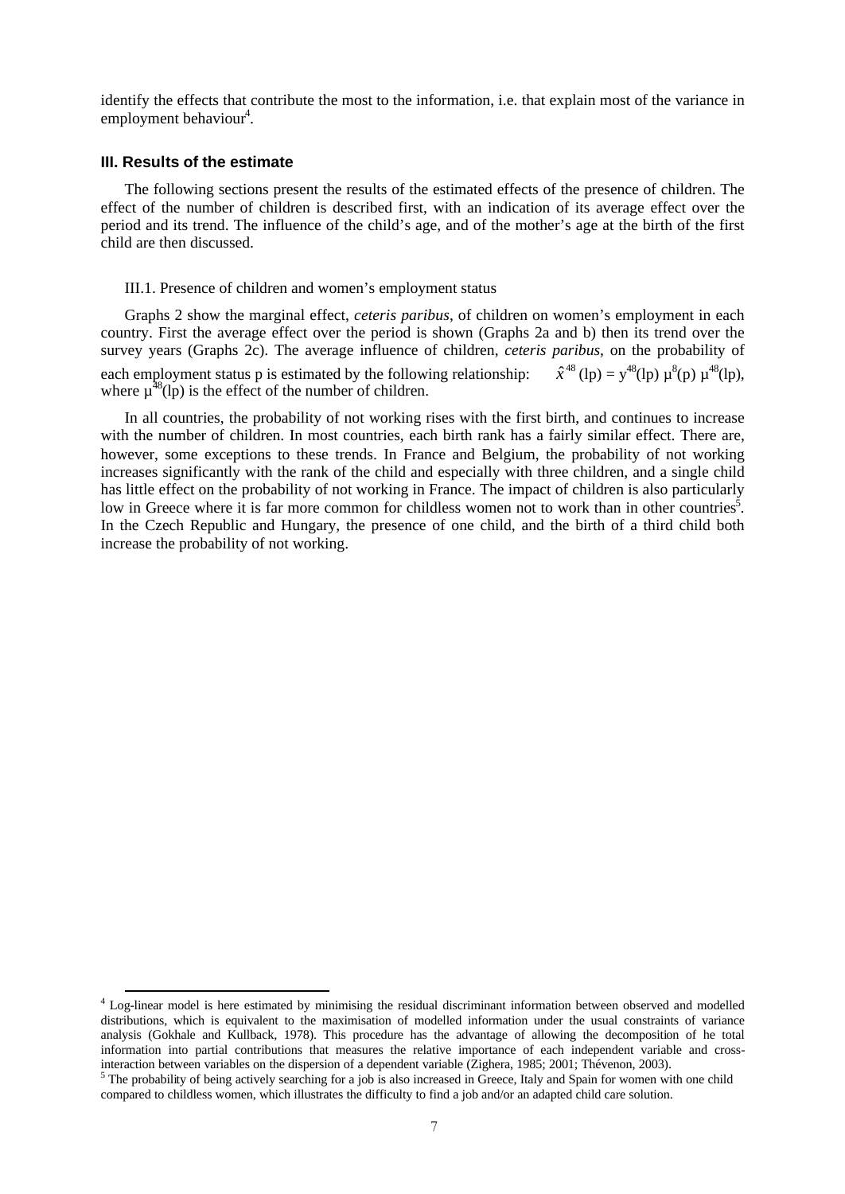identify the effects that contribute the most to the information, i.e. that explain most of the variance in employment behaviour[4].

### III. Results of the estimate

The following sections present the results of the estimated effects of the presence of children. The effect of the number of children is described first, with an indication of its average effect over the period and its trend. The influence of the child's age, and of the mother's age at the birth of the first child are then discussed.

III.1. Presence of children and women's employment status

Graphs 2 show the marginal effect, *ceteris paribus*, of children on women's employment in each country. First the average effect over the period is shown (Graphs 2a and b) then its trend over the survey years (Graphs 2c). The average influence of children, *ceteris paribus*, on the probability of each employment status p is estimated by the following relationship: $\hat{x}^{48}(\text{lp}) = y^{48}(\text{lp})\, \mu^{8}(\text{p})\, \mu^{48}(\text{lp})$, where $\mu^{48}(\text{lp})$ is the effect of the number of children.

In all countries, the probability of not working rises with the first birth, and continues to increase with the number of children. In most countries, each birth rank has a fairly similar effect. There are, however, some exceptions to these trends. In France and Belgium, the probability of not working increases significantly with the rank of the child and especially with three children, and a single child has little effect on the probability of not working in France. The impact of children is also particularly low in Greece where it is far more common for childless women not to work than in other countries[5]. In the Czech Republic and Hungary, the presence of one child, and the birth of a third child both increase the probability of not working.

---

[4] Log-linear model is here estimated by minimising the residual discriminant information between observed and modelled distributions, which is equivalent to the maximisation of modelled information under the usual constraints of variance analysis (Gokhale and Kullback, 1978). This procedure has the advantage of allowing the decomposition of he total information into partial contributions that measures the relative importance of each independent variable and cross-interaction between variables on the dispersion of a dependent variable (Zighera, 1985; 2001; Thévenon, 2003).

[5] The probability of being actively searching for a job is also increased in Greece, Italy and Spain for women with one child compared to childless women, which illustrates the difficulty to find a job and/or an adapted child care solution.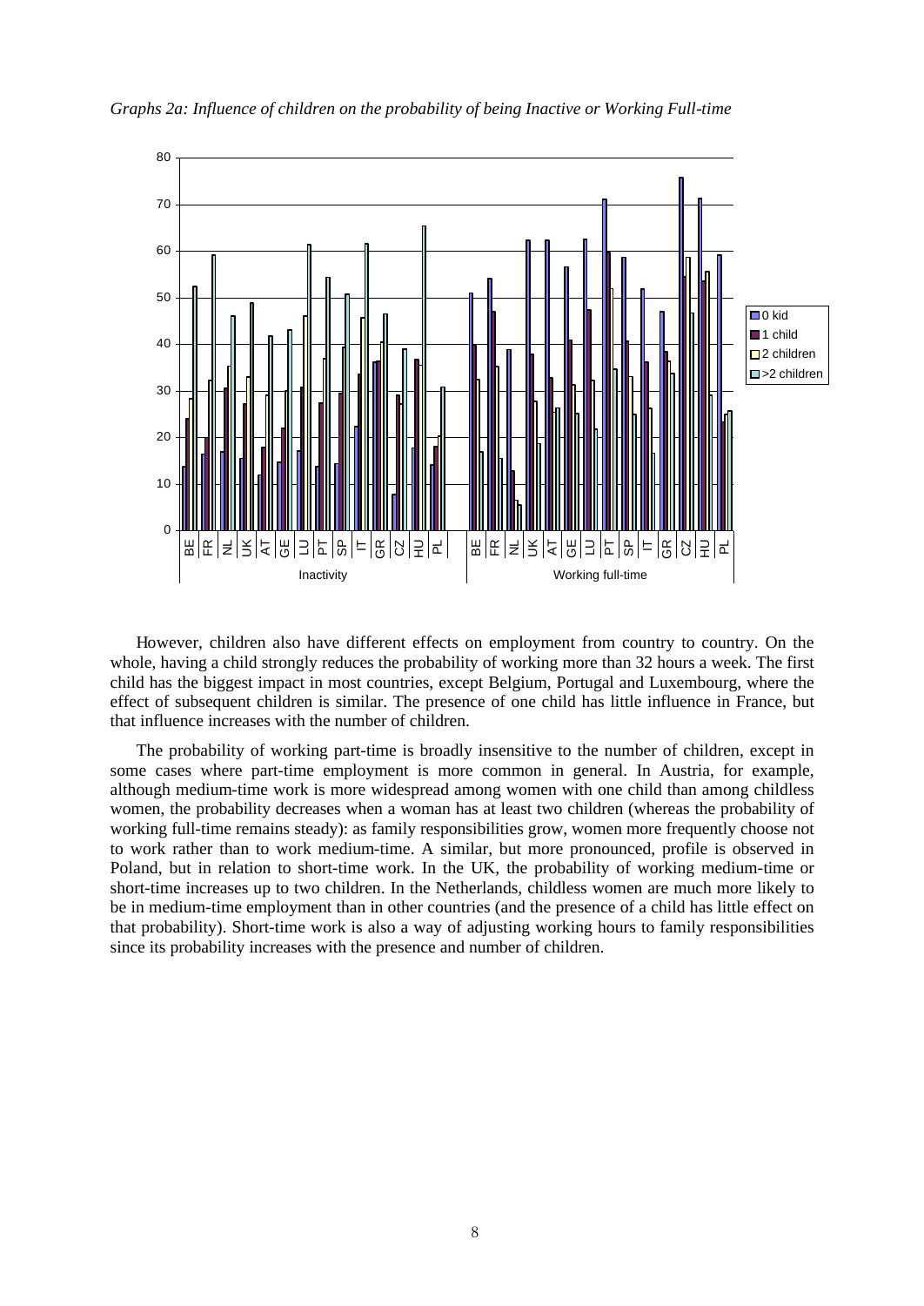*Graphs 2a: Influence of children on the probability of being Inactive or Working Full-time*

However, children also have different effects on employment from country to country. On the whole, having a child strongly reduces the probability of working more than 32 hours a week. The first child has the biggest impact in most countries, except Belgium, Portugal and Luxembourg, where the effect of subsequent children is similar. The presence of one child has little influence in France, but that influence increases with the number of children.

The probability of working part-time is broadly insensitive to the number of children, except in some cases where part-time employment is more common in general. In Austria, for example, although medium-time work is more widespread among women with one child than among childless women, the probability decreases when a woman has at least two children (whereas the probability of working full-time remains steady): as family responsibilities grow, women more frequently choose not to work rather than to work medium-time. A similar, but more pronounced, profile is observed in Poland, but in relation to short-time work. In the UK, the probability of working medium-time or short-time increases up to two children. In the Netherlands, childless women are much more likely to be in medium-time employment than in other countries (and the presence of a child has little effect on that probability). Short-time work is also a way of adjusting working hours to family responsibilities since its probability increases with the presence and number of children.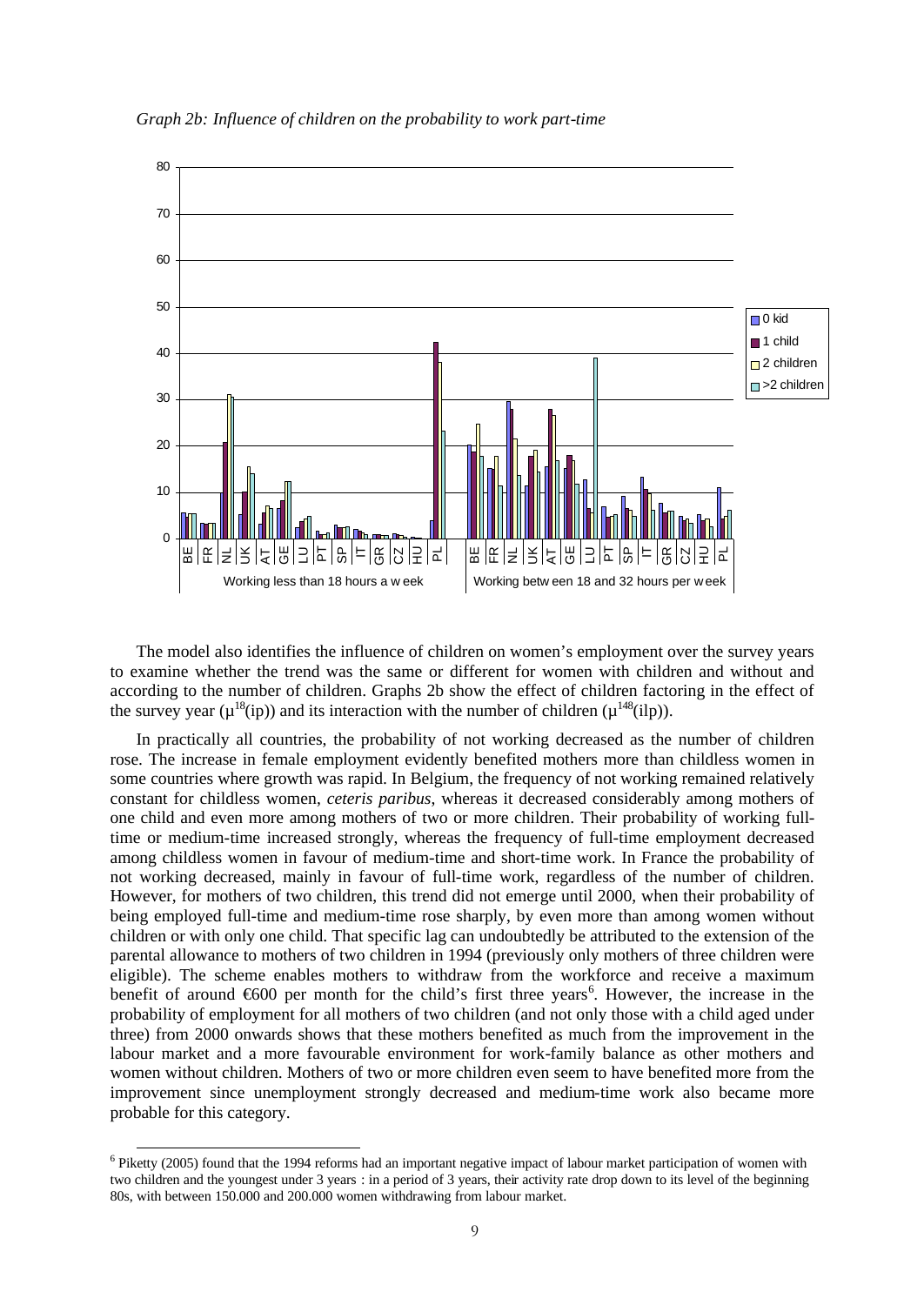*Graph 2b: Influence of children on the probability to work part-time*

The model also identifies the influence of children on women's employment over the survey years to examine whether the trend was the same or different for women with children and without and according to the number of children. Graphs 2b show the effect of children factoring in the effect of the survey year ($\mu^{18}$(ip)) and its interaction with the number of children ($\mu^{148}$(ilp)).

In practically all countries, the probability of not working decreased as the number of children rose. The increase in female employment evidently benefited mothers more than childless women in some countries where growth was rapid. In Belgium, the frequency of not working remained relatively constant for childless women, *ceteris paribus*, whereas it decreased considerably among mothers of one child and even more among mothers of two or more children. Their probability of working full-time or medium-time increased strongly, whereas the frequency of full-time employment decreased among childless women in favour of medium-time and short-time work. In France the probability of not working decreased, mainly in favour of full-time work, regardless of the number of children. However, for mothers of two children, this trend did not emerge until 2000, when their probability of being employed full-time and medium-time rose sharply, by even more than among women without children or with only one child. That specific lag can undoubtedly be attributed to the extension of the parental allowance to mothers of two children in 1994 (previously only mothers of three children were eligible). The scheme enables mothers to withdraw from the workforce and receive a maximum benefit of around €600 per month for the child's first three years[6]. However, the increase in the probability of employment for all mothers of two children (and not only those with a child aged under three) from 2000 onwards shows that these mothers benefited as much from the improvement in the labour market and a more favourable environment for work-family balance as other mothers and women without children. Mothers of two or more children even seem to have benefited more from the improvement since unemployment strongly decreased and medium-time work also became more probable for this category.

[6] Piketty (2005) found that the 1994 reforms had an important negative impact of labour market participation of women with two children and the youngest under 3 years : in a period of 3 years, their activity rate drop down to its level of the beginning 80s, with between 150.000 and 200.000 women withdrawing from labour market.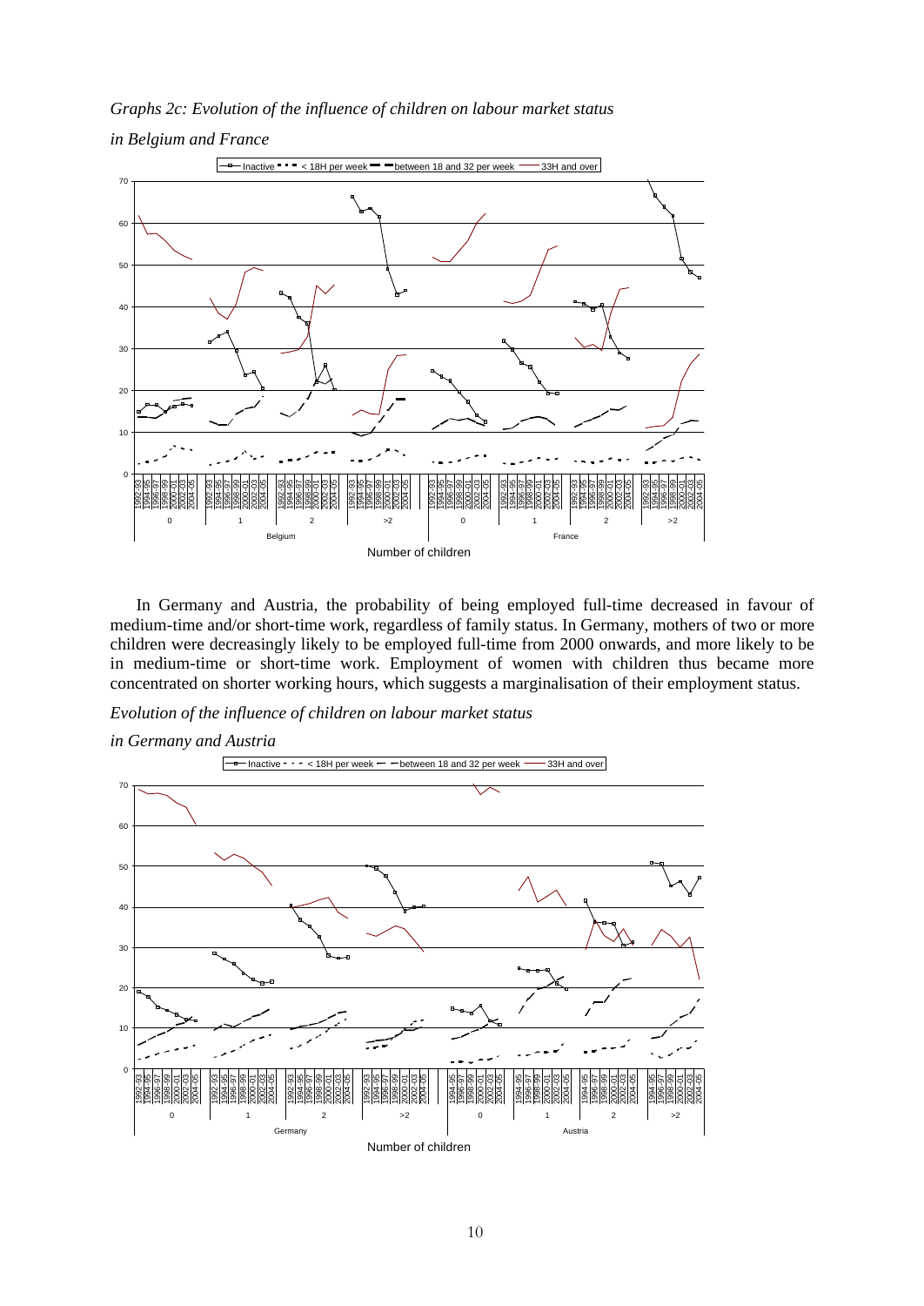*Graphs 2c: Evolution of the influence of children on labour market status*

*in Belgium and France*

In Germany and Austria, the probability of being employed full-time decreased in favour of medium-time and/or short-time work, regardless of family status. In Germany, mothers of two or more children were decreasingly likely to be employed full-time from 2000 onwards, and more likely to be in medium-time or short-time work. Employment of women with children thus became more concentrated on shorter working hours, which suggests a marginalisation of their employment status.

*Evolution of the influence of children on labour market status*

*in Germany and Austria*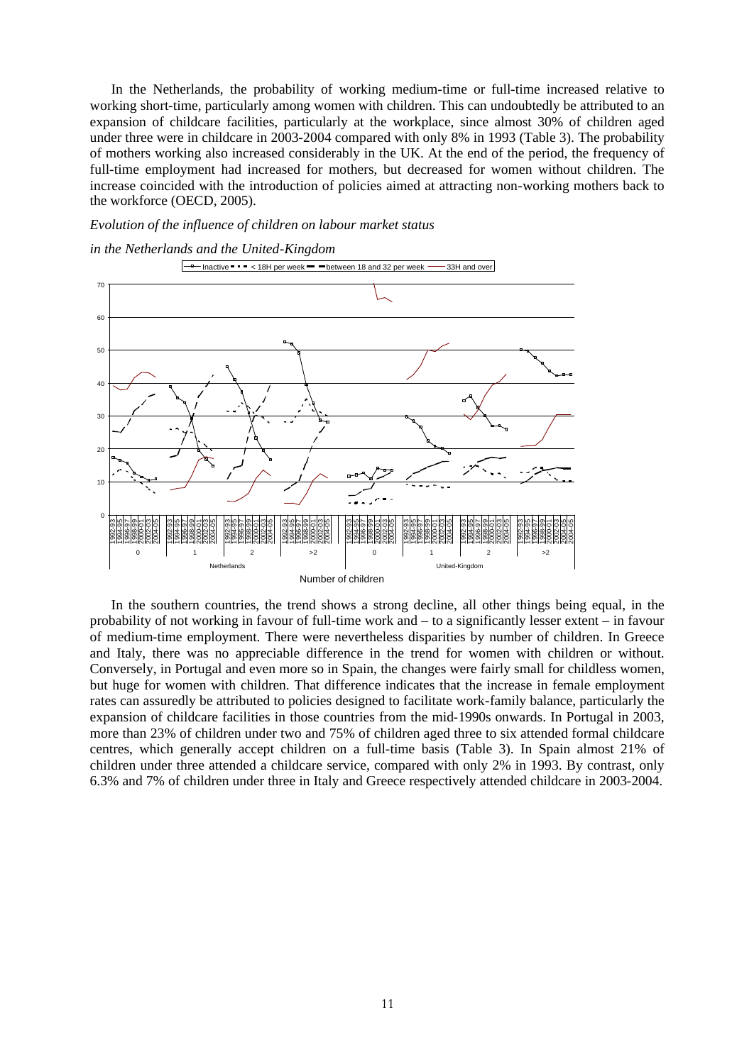In the Netherlands, the probability of working medium-time or full-time increased relative to working short-time, particularly among women with children. This can undoubtedly be attributed to an expansion of childcare facilities, particularly at the workplace, since almost 30% of children aged under three were in childcare in 2003-2004 compared with only 8% in 1993 (Table 3). The probability of mothers working also increased considerably in the UK. At the end of the period, the frequency of full-time employment had increased for mothers, but decreased for women without children. The increase coincided with the introduction of policies aimed at attracting non-working mothers back to the workforce (OECD, 2005).

*Evolution of the influence of children on labour market status*

*in the Netherlands and the United-Kingdom*

In the southern countries, the trend shows a strong decline, all other things being equal, in the probability of not working in favour of full-time work and – to a significantly lesser extent – in favour of medium-time employment. There were nevertheless disparities by number of children. In Greece and Italy, there was no appreciable difference in the trend for women with children or without. Conversely, in Portugal and even more so in Spain, the changes were fairly small for childless women, but huge for women with children. That difference indicates that the increase in female employment rates can assuredly be attributed to policies designed to facilitate work-family balance, particularly the expansion of childcare facilities in those countries from the mid-1990s onwards. In Portugal in 2003, more than 23% of children under two and 75% of children aged three to six attended formal childcare centres, which generally accept children on a full-time basis (Table 3). In Spain almost 21% of children under three attended a childcare service, compared with only 2% in 1993. By contrast, only 6.3% and 7% of children under three in Italy and Greece respectively attended childcare in 2003-2004.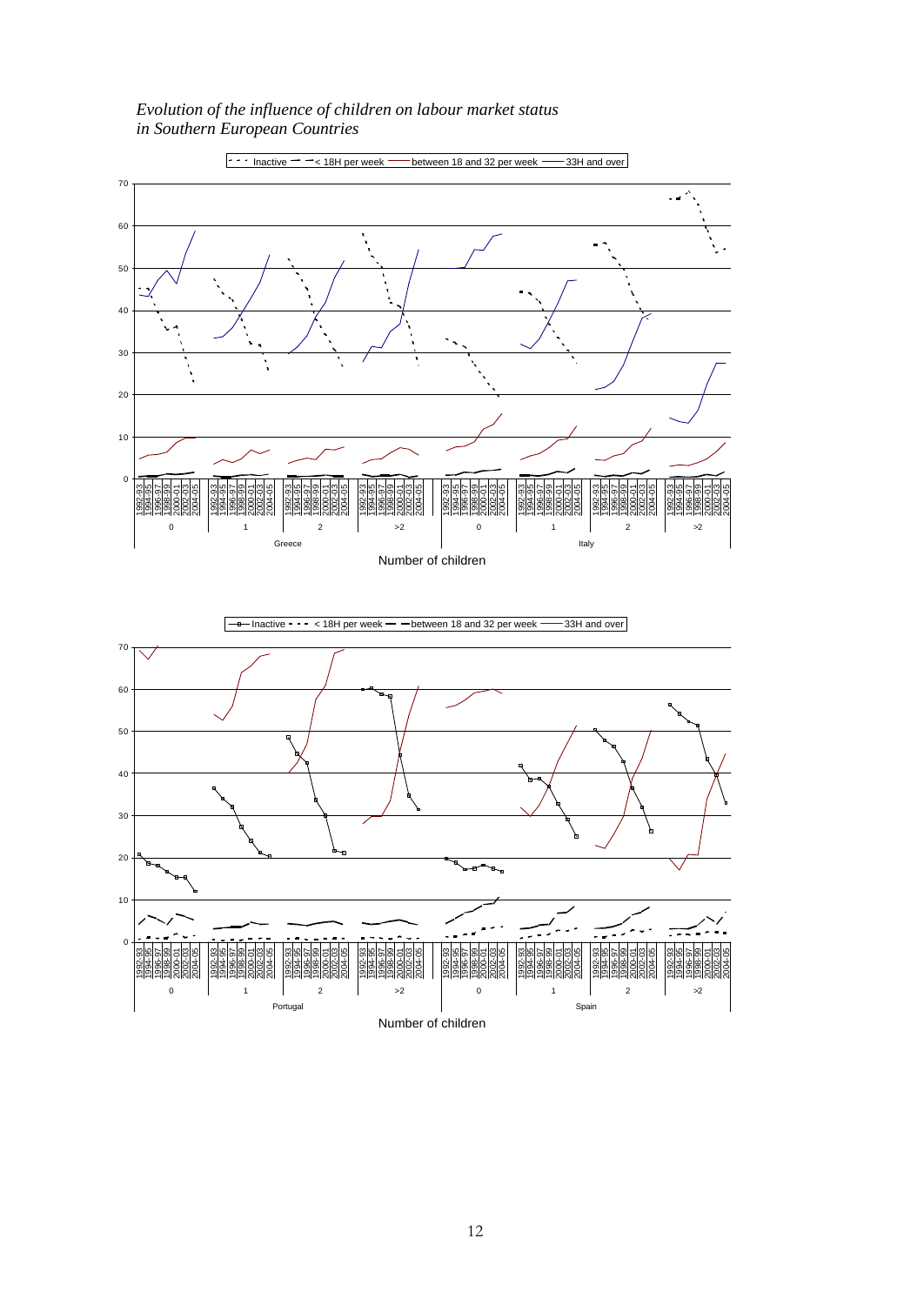*Evolution of the influence of children on labour market status in Southern European Countries*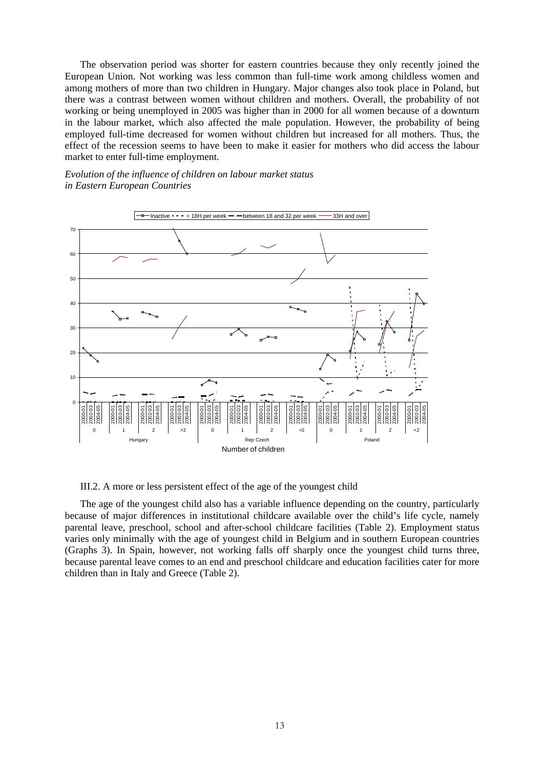The observation period was shorter for eastern countries because they only recently joined the European Union. Not working was less common than full-time work among childless women and among mothers of more than two children in Hungary. Major changes also took place in Poland, but there was a contrast between women without children and mothers. Overall, the probability of not working or being unemployed in 2005 was higher than in 2000 for all women because of a downturn in the labour market, which also affected the male population. However, the probability of being employed full-time decreased for women without children but increased for all mothers. Thus, the effect of the recession seems to have been to make it easier for mothers who did access the labour market to enter full-time employment.

*Evolution of the influence of children on labour market status*
*in Eastern European Countries*

III.2. A more or less persistent effect of the age of the youngest child

The age of the youngest child also has a variable influence depending on the country, particularly because of major differences in institutional childcare available over the child's life cycle, namely parental leave, preschool, school and after-school childcare facilities (Table 2). Employment status varies only minimally with the age of youngest child in Belgium and in southern European countries (Graphs 3). In Spain, however, not working falls off sharply once the youngest child turns three, because parental leave comes to an end and preschool childcare and education facilities cater for more children than in Italy and Greece (Table 2).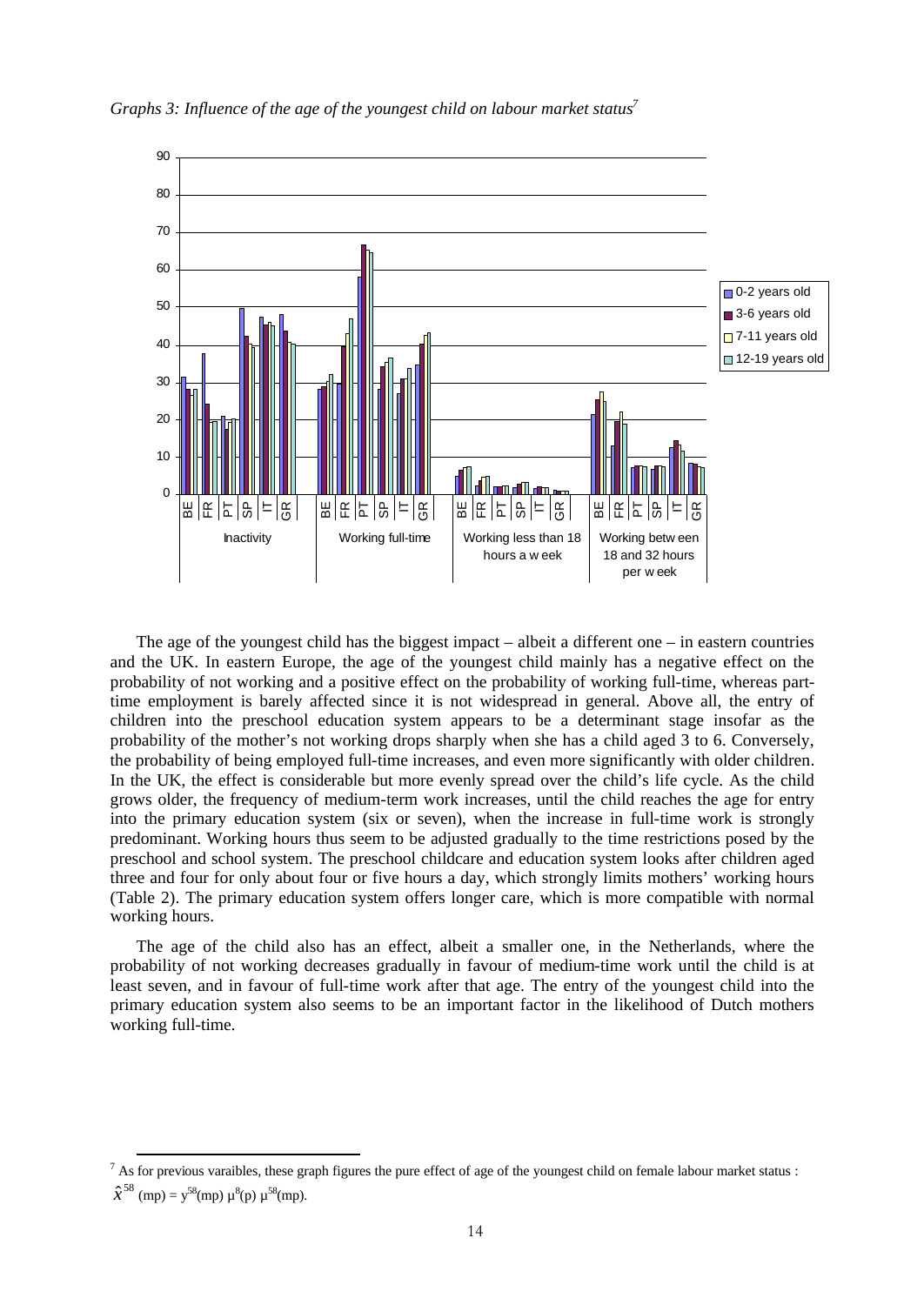*Graphs 3: Influence of the age of the youngest child on labour market status*[7]

The age of the youngest child has the biggest impact – albeit a different one – in eastern countries and the UK. In eastern Europe, the age of the youngest child mainly has a negative effect on the probability of not working and a positive effect on the probability of working full-time, whereas part-time employment is barely affected since it is not widespread in general. Above all, the entry of children into the preschool education system appears to be a determinant stage insofar as the probability of the mother's not working drops sharply when she has a child aged 3 to 6. Conversely, the probability of being employed full-time increases, and even more significantly with older children. In the UK, the effect is considerable but more evenly spread over the child's life cycle. As the child grows older, the frequency of medium-term work increases, until the child reaches the age for entry into the primary education system (six or seven), when the increase in full-time work is strongly predominant. Working hours thus seem to be adjusted gradually to the time restrictions posed by the preschool and school system. The preschool childcare and education system looks after children aged three and four for only about four or five hours a day, which strongly limits mothers' working hours (Table 2). The primary education system offers longer care, which is more compatible with normal working hours.

The age of the child also has an effect, albeit a smaller one, in the Netherlands, where the probability of not working decreases gradually in favour of medium-time work until the child is at least seven, and in favour of full-time work after that age. The entry of the youngest child into the primary education system also seems to be an important factor in the likelihood of Dutch mothers working full-time.

[7] As for previous varaibles, these graph figures the pure effect of age of the youngest child on female labour market status : $\hat{x}^{58}$ (mp) = $y^{58}$(mp) $\mu^{8}$(p) $\mu^{58}$(mp).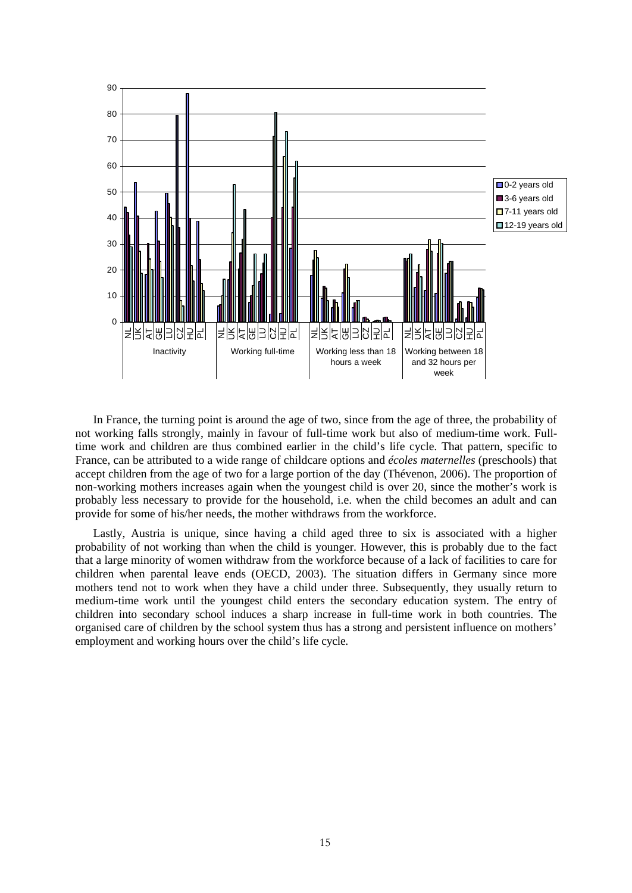In France, the turning point is around the age of two, since from the age of three, the probability of not working falls strongly, mainly in favour of full-time work but also of medium-time work. Full-time work and children are thus combined earlier in the child's life cycle. That pattern, specific to France, can be attributed to a wide range of childcare options and *écoles maternelles* (preschools) that accept children from the age of two for a large portion of the day (Thévenon, 2006). The proportion of non-working mothers increases again when the youngest child is over 20, since the mother's work is probably less necessary to provide for the household, i.e. when the child becomes an adult and can provide for some of his/her needs, the mother withdraws from the workforce.

Lastly, Austria is unique, since having a child aged three to six is associated with a higher probability of not working than when the child is younger. However, this is probably due to the fact that a large minority of women withdraw from the workforce because of a lack of facilities to care for children when parental leave ends (OECD, 2003). The situation differs in Germany since more mothers tend not to work when they have a child under three. Subsequently, they usually return to medium-time work until the youngest child enters the secondary education system. The entry of children into secondary school induces a sharp increase in full-time work in both countries. The organised care of children by the school system thus has a strong and persistent influence on mothers' employment and working hours over the child's life cycle.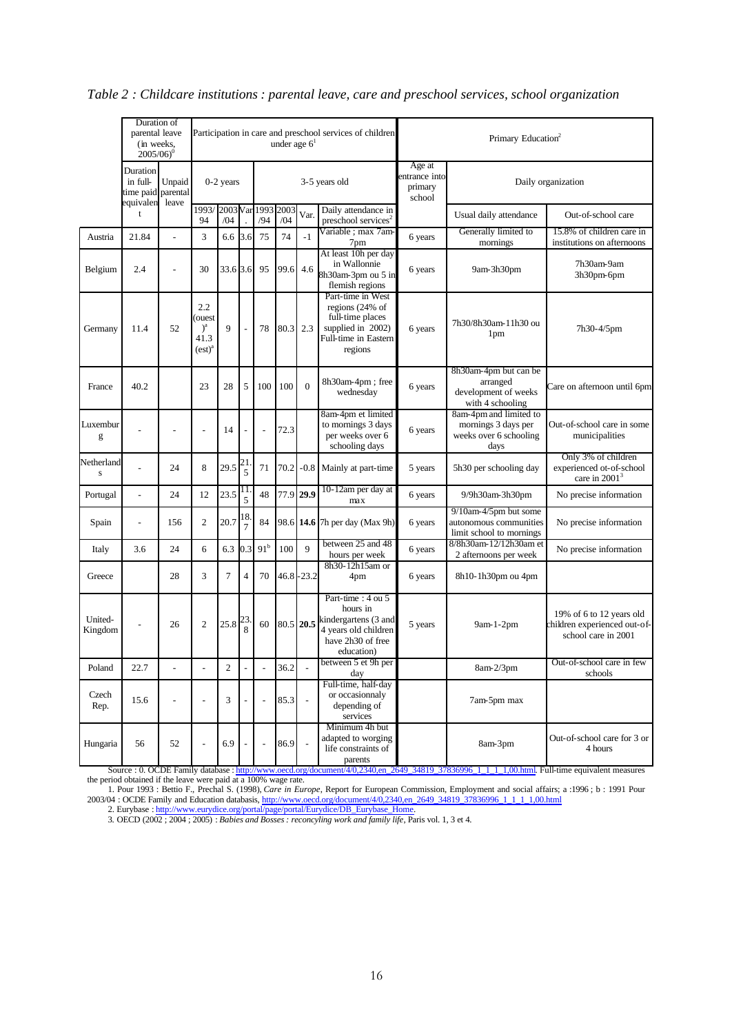*Table 2 : Childcare institutions : parental leave, care and preschool services, school organization*

| | Duration of parental leave (in weeks, 2005/06)[0] | | Participation in care and preschool services of children under age 6[1] | | | | | | | Primary Education[2] | | |
|---|---|---|---|---|---|---|---|---|---|---|---|---|
| | Duration in full-time paid equivalent | Unpaid parental leave | 0-2 years | | | 3-5 years old | | | | Age at entrance into primary school | Daily organization | |
| | | | 1993/94 | 2003/04 | Var. | 1993/94 | 2003/04 | Var. | Daily attendance in preschool services[2] | | Usual daily attendance | Out-of-school care |
| Austria | 21.84 | - | 3 | 6.6 | 3.6 | 75 | 74 | -1 | Variable ; max 7am-7pm | 6 years | Generally limited to mornings | 15.8% of children care in institutions on afternoons |
| Belgium | 2.4 | - | 30 | 33.6 | 3.6 | 95 | 99.6 | 4.6 | At least 10h per day in Wallonnie 8h30am-3pm ou 5 in flemish regions | 6 years | 9am-3h30pm | 7h30am-9am 3h30pm-6pm |
| Germany | 11.4 | 52 | 2.2 (ouest)[a] 41.3 (est)[a] | 9 | - | 78 | 80.3 | 2.3 | Part-time in West regions (24% of full-time places supplied in 2002) Full-time in Eastern regions | 6 years | 7h30/8h30am-11h30 ou 1pm | 7h30-4/5pm |
| France | 40.2 | | 23 | 28 | 5 | 100 | 100 | 0 | 8h30am-4pm ; free wednesday | 6 years | 8h30am-4pm but can be arranged development of weeks with 4 schooling | Care on afternoon until 6pm |
| Luxemburg | - | - | - | 14 | - | - | 72.3 | | 8am-4pm et limited to mornings 3 days per weeks over 6 schooling days | 6 years | 8am-4pm and limited to mornings 3 days per weeks over 6 schooling days | Out-of-school care in some municipalities |
| Netherlands | - | 24 | 8 | 29.5 | 21.5 | 71 | 70.2 | -0.8 | Mainly at part-time | 5 years | 5h30 per schooling day | Only 3% of children experienced ot-of-school care in 2001[3] |
| Portugal | - | 24 | 12 | 23.5 | 11.5 | 48 | 77.9 | **29.9** | 10-12am per day at max | 6 years | 9/9h30am-3h30pm | No precise information |
| Spain | - | 156 | 2 | 20.7 | 18.7 | 84 | 98.6 | **14.6** | 7h per day (Max 9h) | 6 years | 9/10am-4/5pm but some autonomous communities limit school to mornings | No precise information |
| Italy | 3.6 | 24 | 6 | 6.3 | 0.3 | 91[b] | 100 | 9 | between 25 and 48 hours per week | 6 years | 8/8h30am-12/12h30am et 2 afternoons per week | No precise information |
| Greece | | 28 | 3 | 7 | 4 | 70 | 46.8 | -23.2 | 8h30-12h15am or 4pm | 6 years | 8h10-1h30pm ou 4pm | |
| United-Kingdom | - | 26 | 2 | 25.8 | 23.8 | 60 | 80.5 | **20.5** | Part-time : 4 ou 5 hours in kindergartens (3 and 4 years old children have 2h30 of free education) | 5 years | 9am-1-2pm | 19% of 6 to 12 years old children experienced out-of-school care in 2001 |
| Poland | 22.7 | - | - | 2 | - | - | 36.2 | - | between 5 et 9h per day | | 8am-2/3pm | Out-of-school care in few schools |
| Czech Rep. | 15.6 | - | - | 3 | - | - | 85.3 | - | Full-time, half-day or occasionnaly depending of services | | 7am-5pm max | |
| Hungaria | 56 | 52 | - | 6.9 | - | - | 86.9 | - | Minimum 4h but adapted to worging life constraints of parents | | 8am-3pm | Out-of-school care for 3 or 4 hours |

Source : 0. OCDE Family database : http://www.oecd.org/document/4/0,2340,en_2649_34819_37836996_1_1_1_1,00.html. Full-time equivalent measures the period obtained if the leave were paid at a 100% wage rate.

1. Pour 1993 : Bettio F., Prechal S. (1998), *Care in Europe*, Report for European Commission, Employment and social affairs; a :1996 ; b : 1991 Pour 2003/04 : OCDE Family and Education databasis, http://www.oecd.org/document/4/0,2340,en_2649_34819_37836996_1_1_1_1,00.html

2. Eurybase : http://www.eurydice.org/portal/page/portal/Eurydice/DB_Eurybase_Home.

3. OECD (2002 ; 2004 ; 2005) : *Babies and Bosses : reconcyling work and family life*, Paris vol. 1, 3 et 4.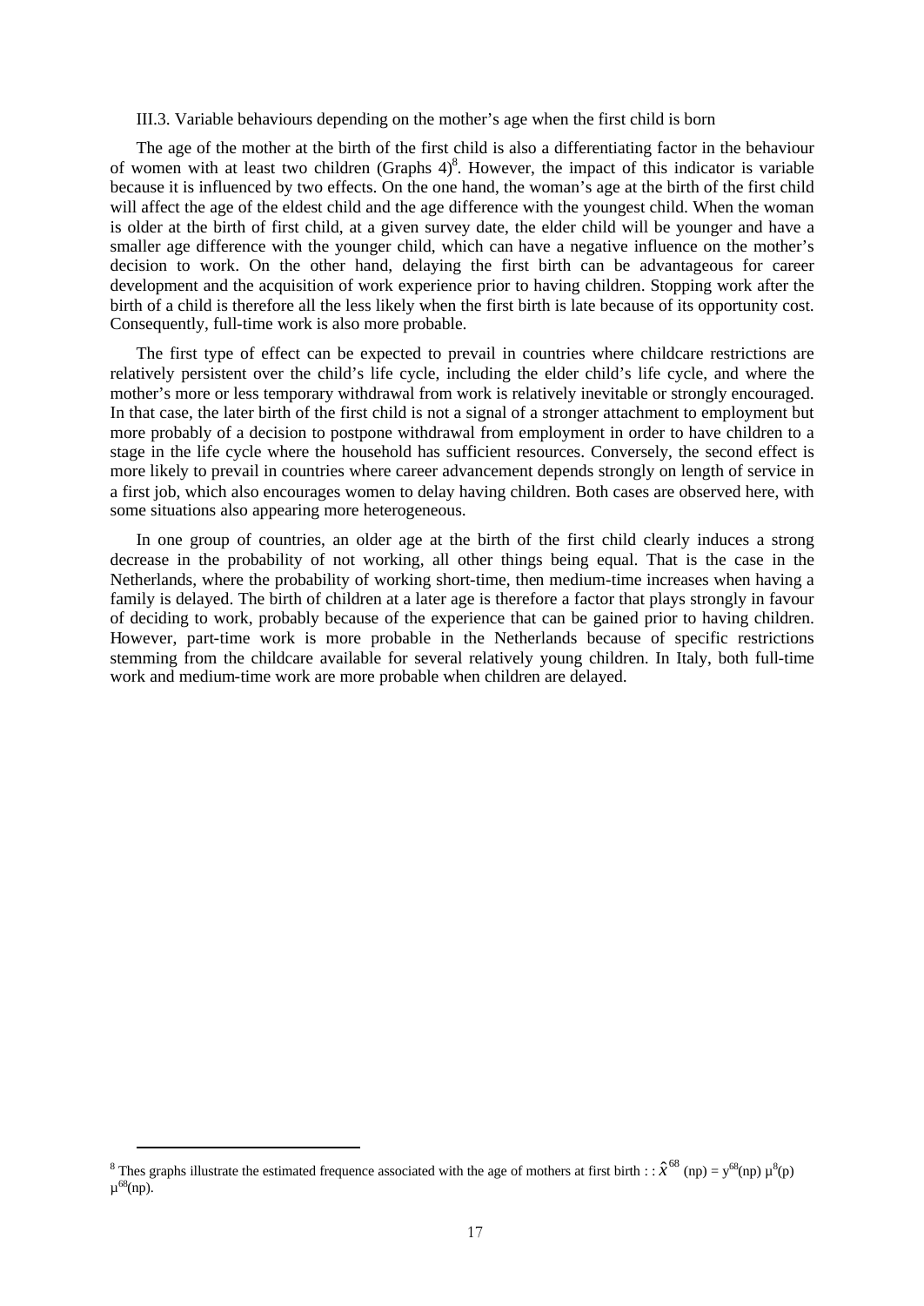### III.3. Variable behaviours depending on the mother's age when the first child is born

The age of the mother at the birth of the first child is also a differentiating factor in the behaviour of women with at least two children (Graphs 4)[8]. However, the impact of this indicator is variable because it is influenced by two effects. On the one hand, the woman's age at the birth of the first child will affect the age of the eldest child and the age difference with the youngest child. When the woman is older at the birth of first child, at a given survey date, the elder child will be younger and have a smaller age difference with the younger child, which can have a negative influence on the mother's decision to work. On the other hand, delaying the first birth can be advantageous for career development and the acquisition of work experience prior to having children. Stopping work after the birth of a child is therefore all the less likely when the first birth is late because of its opportunity cost. Consequently, full-time work is also more probable.

The first type of effect can be expected to prevail in countries where childcare restrictions are relatively persistent over the child's life cycle, including the elder child's life cycle, and where the mother's more or less temporary withdrawal from work is relatively inevitable or strongly encouraged. In that case, the later birth of the first child is not a signal of a stronger attachment to employment but more probably of a decision to postpone withdrawal from employment in order to have children to a stage in the life cycle where the household has sufficient resources. Conversely, the second effect is more likely to prevail in countries where career advancement depends strongly on length of service in a first job, which also encourages women to delay having children. Both cases are observed here, with some situations also appearing more heterogeneous.

In one group of countries, an older age at the birth of the first child clearly induces a strong decrease in the probability of not working, all other things being equal. That is the case in the Netherlands, where the probability of working short-time, then medium-time increases when having a family is delayed. The birth of children at a later age is therefore a factor that plays strongly in favour of deciding to work, probably because of the experience that can be gained prior to having children. However, part-time work is more probable in the Netherlands because of specific restrictions stemming from the childcare available for several relatively young children. In Italy, both full-time work and medium-time work are more probable when children are delayed.

---

[8] Thes graphs illustrate the estimated frequence associated with the age of mothers at first birth : : $\hat{x}^{68}$ (np) = $y^{68}$(np) $\mu^{8}$(p) $\mu^{68}$(np).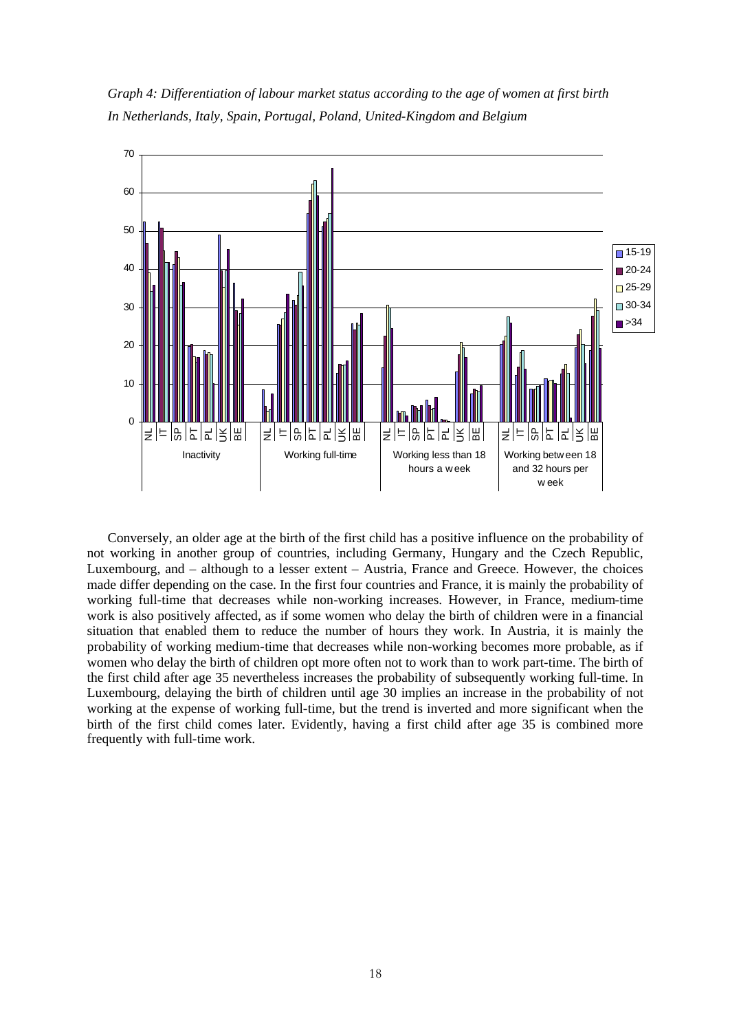*Graph 4: Differentiation of labour market status according to the age of women at first birth In Netherlands, Italy, Spain, Portugal, Poland, United-Kingdom and Belgium*

Conversely, an older age at the birth of the first child has a positive influence on the probability of not working in another group of countries, including Germany, Hungary and the Czech Republic, Luxembourg, and – although to a lesser extent – Austria, France and Greece. However, the choices made differ depending on the case. In the first four countries and France, it is mainly the probability of working full-time that decreases while non-working increases. However, in France, medium-time work is also positively affected, as if some women who delay the birth of children were in a financial situation that enabled them to reduce the number of hours they work. In Austria, it is mainly the probability of working medium-time that decreases while non-working becomes more probable, as if women who delay the birth of children opt more often not to work than to work part-time. The birth of the first child after age 35 nevertheless increases the probability of subsequently working full-time. In Luxembourg, delaying the birth of children until age 30 implies an increase in the probability of not working at the expense of working full-time, but the trend is inverted and more significant when the birth of the first child comes later. Evidently, having a first child after age 35 is combined more frequently with full-time work.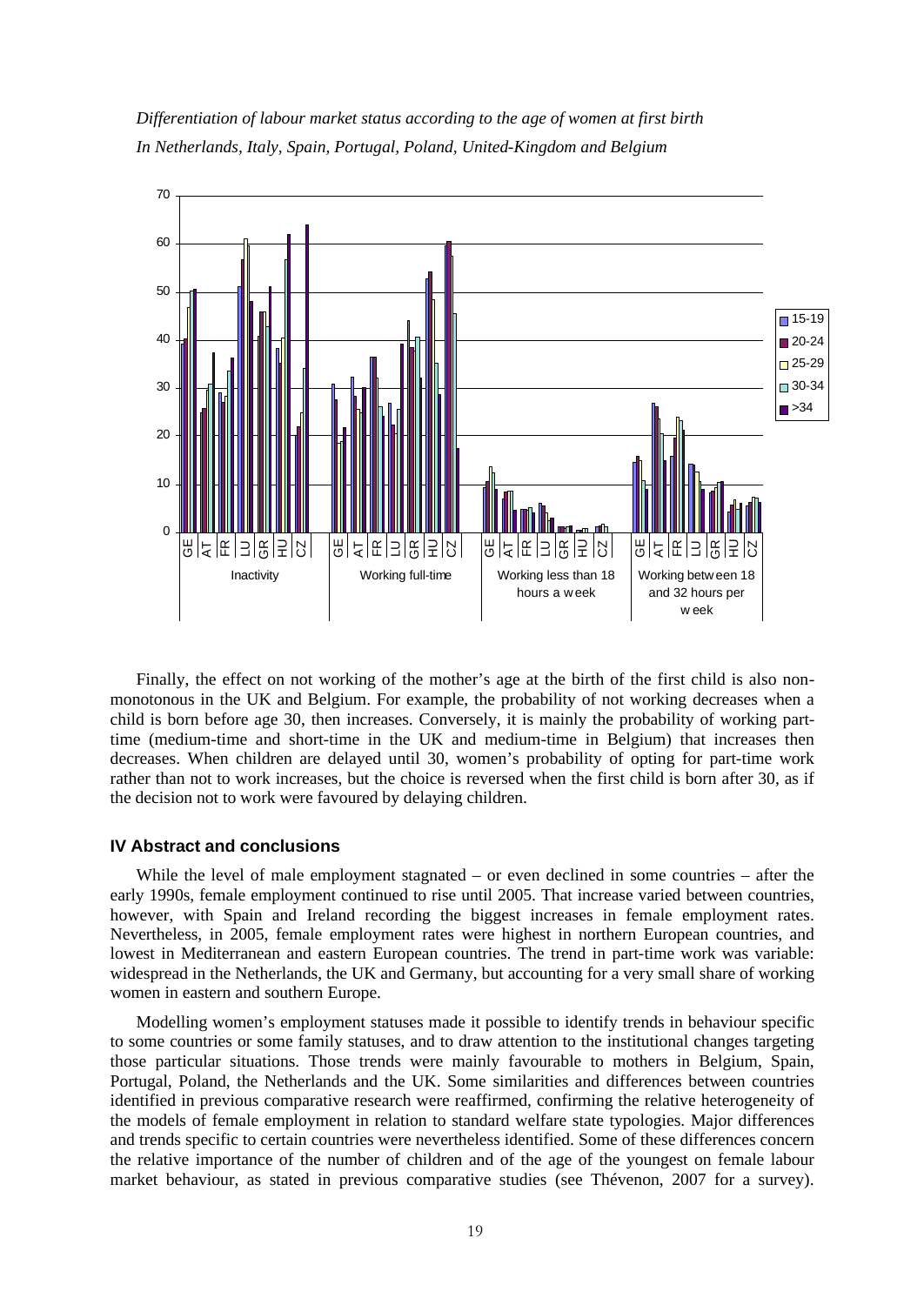*Differentiation of labour market status according to the age of women at first birth*
*In Netherlands, Italy, Spain, Portugal, Poland, United-Kingdom and Belgium*

Finally, the effect on not working of the mother's age at the birth of the first child is also non-monotonous in the UK and Belgium. For example, the probability of not working decreases when a child is born before age 30, then increases. Conversely, it is mainly the probability of working part-time (medium-time and short-time in the UK and medium-time in Belgium) that increases then decreases. When children are delayed until 30, women's probability of opting for part-time work rather than not to work increases, but the choice is reversed when the first child is born after 30, as if the decision not to work were favoured by delaying children.

### IV Abstract and conclusions

While the level of male employment stagnated – or even declined in some countries – after the early 1990s, female employment continued to rise until 2005. That increase varied between countries, however, with Spain and Ireland recording the biggest increases in female employment rates. Nevertheless, in 2005, female employment rates were highest in northern European countries, and lowest in Mediterranean and eastern European countries. The trend in part-time work was variable: widespread in the Netherlands, the UK and Germany, but accounting for a very small share of working women in eastern and southern Europe.

Modelling women's employment statuses made it possible to identify trends in behaviour specific to some countries or some family statuses, and to draw attention to the institutional changes targeting those particular situations. Those trends were mainly favourable to mothers in Belgium, Spain, Portugal, Poland, the Netherlands and the UK. Some similarities and differences between countries identified in previous comparative research were reaffirmed, confirming the relative heterogeneity of the models of female employment in relation to standard welfare state typologies. Major differences and trends specific to certain countries were nevertheless identified. Some of these differences concern the relative importance of the number of children and of the age of the youngest on female labour market behaviour, as stated in previous comparative studies (see Thévenon, 2007 for a survey).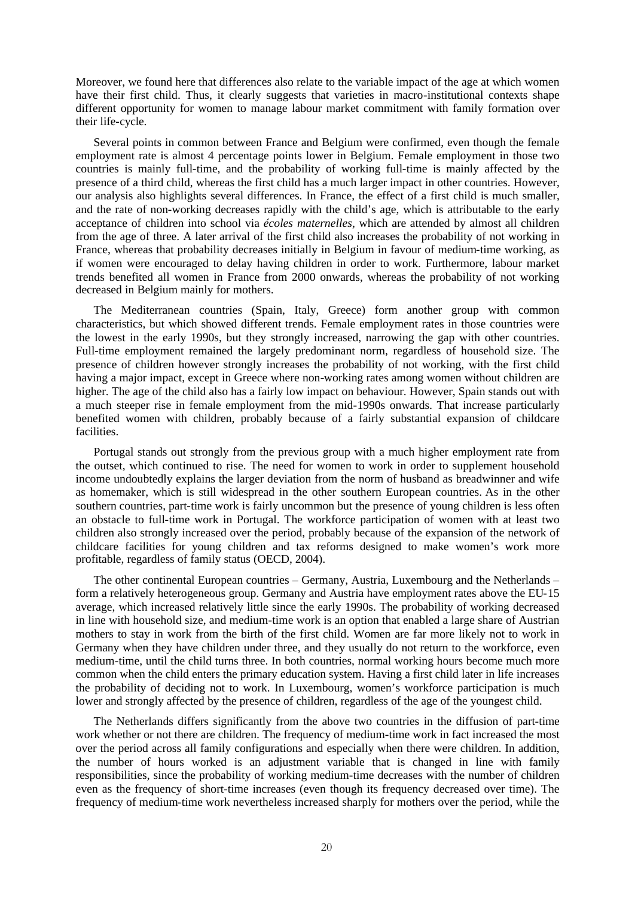Moreover, we found here that differences also relate to the variable impact of the age at which women have their first child. Thus, it clearly suggests that varieties in macro-institutional contexts shape different opportunity for women to manage labour market commitment with family formation over their life-cycle.

Several points in common between France and Belgium were confirmed, even though the female employment rate is almost 4 percentage points lower in Belgium. Female employment in those two countries is mainly full-time, and the probability of working full-time is mainly affected by the presence of a third child, whereas the first child has a much larger impact in other countries. However, our analysis also highlights several differences. In France, the effect of a first child is much smaller, and the rate of non-working decreases rapidly with the child's age, which is attributable to the early acceptance of children into school via *écoles maternelles*, which are attended by almost all children from the age of three. A later arrival of the first child also increases the probability of not working in France, whereas that probability decreases initially in Belgium in favour of medium-time working, as if women were encouraged to delay having children in order to work. Furthermore, labour market trends benefited all women in France from 2000 onwards, whereas the probability of not working decreased in Belgium mainly for mothers.

The Mediterranean countries (Spain, Italy, Greece) form another group with common characteristics, but which showed different trends. Female employment rates in those countries were the lowest in the early 1990s, but they strongly increased, narrowing the gap with other countries. Full-time employment remained the largely predominant norm, regardless of household size. The presence of children however strongly increases the probability of not working, with the first child having a major impact, except in Greece where non-working rates among women without children are higher. The age of the child also has a fairly low impact on behaviour. However, Spain stands out with a much steeper rise in female employment from the mid-1990s onwards. That increase particularly benefited women with children, probably because of a fairly substantial expansion of childcare facilities.

Portugal stands out strongly from the previous group with a much higher employment rate from the outset, which continued to rise. The need for women to work in order to supplement household income undoubtedly explains the larger deviation from the norm of husband as breadwinner and wife as homemaker, which is still widespread in the other southern European countries. As in the other southern countries, part-time work is fairly uncommon but the presence of young children is less often an obstacle to full-time work in Portugal. The workforce participation of women with at least two children also strongly increased over the period, probably because of the expansion of the network of childcare facilities for young children and tax reforms designed to make women's work more profitable, regardless of family status (OECD, 2004).

The other continental European countries – Germany, Austria, Luxembourg and the Netherlands – form a relatively heterogeneous group. Germany and Austria have employment rates above the EU-15 average, which increased relatively little since the early 1990s. The probability of working decreased in line with household size, and medium-time work is an option that enabled a large share of Austrian mothers to stay in work from the birth of the first child. Women are far more likely not to work in Germany when they have children under three, and they usually do not return to the workforce, even medium-time, until the child turns three. In both countries, normal working hours become much more common when the child enters the primary education system. Having a first child later in life increases the probability of deciding not to work. In Luxembourg, women's workforce participation is much lower and strongly affected by the presence of children, regardless of the age of the youngest child.

The Netherlands differs significantly from the above two countries in the diffusion of part-time work whether or not there are children. The frequency of medium-time work in fact increased the most over the period across all family configurations and especially when there were children. In addition, the number of hours worked is an adjustment variable that is changed in line with family responsibilities, since the probability of working medium-time decreases with the number of children even as the frequency of short-time increases (even though its frequency decreased over time). The frequency of medium-time work nevertheless increased sharply for mothers over the period, while the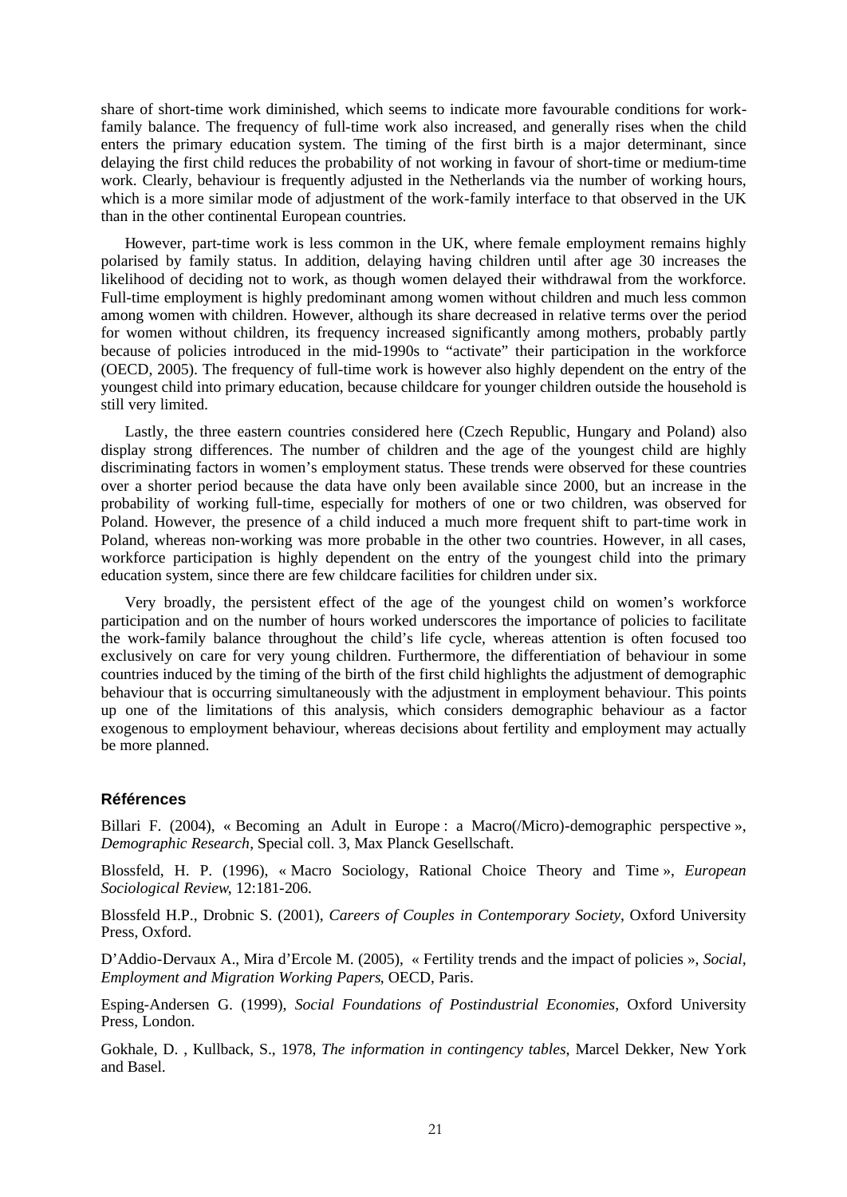share of short-time work diminished, which seems to indicate more favourable conditions for work-family balance. The frequency of full-time work also increased, and generally rises when the child enters the primary education system. The timing of the first birth is a major determinant, since delaying the first child reduces the probability of not working in favour of short-time or medium-time work. Clearly, behaviour is frequently adjusted in the Netherlands via the number of working hours, which is a more similar mode of adjustment of the work-family interface to that observed in the UK than in the other continental European countries.

However, part-time work is less common in the UK, where female employment remains highly polarised by family status. In addition, delaying having children until after age 30 increases the likelihood of deciding not to work, as though women delayed their withdrawal from the workforce. Full-time employment is highly predominant among women without children and much less common among women with children. However, although its share decreased in relative terms over the period for women without children, its frequency increased significantly among mothers, probably partly because of policies introduced in the mid-1990s to "activate" their participation in the workforce (OECD, 2005). The frequency of full-time work is however also highly dependent on the entry of the youngest child into primary education, because childcare for younger children outside the household is still very limited.

Lastly, the three eastern countries considered here (Czech Republic, Hungary and Poland) also display strong differences. The number of children and the age of the youngest child are highly discriminating factors in women's employment status. These trends were observed for these countries over a shorter period because the data have only been available since 2000, but an increase in the probability of working full-time, especially for mothers of one or two children, was observed for Poland. However, the presence of a child induced a much more frequent shift to part-time work in Poland, whereas non-working was more probable in the other two countries. However, in all cases, workforce participation is highly dependent on the entry of the youngest child into the primary education system, since there are few childcare facilities for children under six.

Very broadly, the persistent effect of the age of the youngest child on women's workforce participation and on the number of hours worked underscores the importance of policies to facilitate the work-family balance throughout the child's life cycle, whereas attention is often focused too exclusively on care for very young children. Furthermore, the differentiation of behaviour in some countries induced by the timing of the birth of the first child highlights the adjustment of demographic behaviour that is occurring simultaneously with the adjustment in employment behaviour. This points up one of the limitations of this analysis, which considers demographic behaviour as a factor exogenous to employment behaviour, whereas decisions about fertility and employment may actually be more planned.

### Références

Billari F. (2004), « Becoming an Adult in Europe : a Macro(/Micro)-demographic perspective », *Demographic Research*, Special coll. 3, Max Planck Gesellschaft.

Blossfeld, H. P. (1996), « Macro Sociology, Rational Choice Theory and Time », *European Sociological Review*, 12:181-206.

Blossfeld H.P., Drobnic S. (2001), *Careers of Couples in Contemporary Society*, Oxford University Press, Oxford.

D'Addio-Dervaux A., Mira d'Ercole M. (2005), « Fertility trends and the impact of policies », *Social, Employment and Migration Working Papers*, OECD, Paris.

Esping-Andersen G. (1999), *Social Foundations of Postindustrial Economies*, Oxford University Press, London.

Gokhale, D. , Kullback, S., 1978, *The information in contingency tables*, Marcel Dekker, New York and Basel.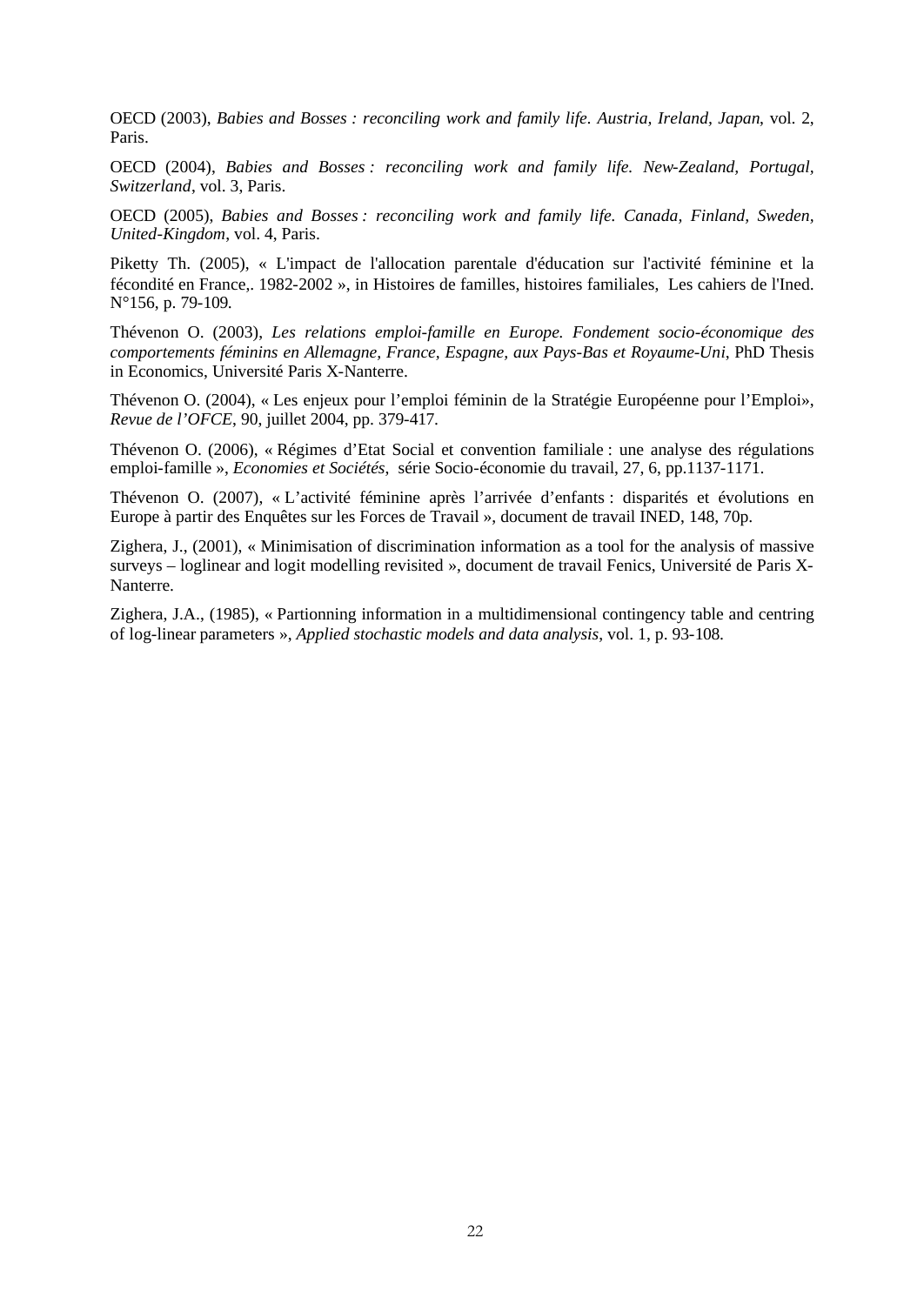OECD (2003), *Babies and Bosses : reconciling work and family life. Austria, Ireland, Japan*, vol. 2, Paris.

OECD (2004), *Babies and Bosses : reconciling work and family life. New-Zealand, Portugal, Switzerland*, vol. 3, Paris.

OECD (2005), *Babies and Bosses : reconciling work and family life. Canada, Finland, Sweden, United-Kingdom*, vol. 4, Paris.

Piketty Th. (2005), « L'impact de l'allocation parentale d'éducation sur l'activité féminine et la fécondité en France,. 1982-2002 », in Histoires de familles, histoires familiales, Les cahiers de l'Ined. N°156, p. 79-109.

Thévenon O. (2003), *Les relations emploi-famille en Europe. Fondement socio-économique des comportements féminins en Allemagne, France, Espagne, aux Pays-Bas et Royaume-Uni*, PhD Thesis in Economics, Université Paris X-Nanterre.

Thévenon O. (2004), « Les enjeux pour l'emploi féminin de la Stratégie Européenne pour l'Emploi», *Revue de l'OFCE*, 90, juillet 2004, pp. 379-417.

Thévenon O. (2006), « Régimes d'Etat Social et convention familiale : une analyse des régulations emploi-famille », *Economies et Sociétés*, série Socio-économie du travail, 27, 6, pp.1137-1171.

Thévenon O. (2007), « L'activité féminine après l'arrivée d'enfants : disparités et évolutions en Europe à partir des Enquêtes sur les Forces de Travail », document de travail INED, 148, 70p.

Zighera, J., (2001), « Minimisation of discrimination information as a tool for the analysis of massive surveys – loglinear and logit modelling revisited », document de travail Fenics, Université de Paris X-Nanterre.

Zighera, J.A., (1985), « Partionning information in a multidimensional contingency table and centring of log-linear parameters », *Applied stochastic models and data analysis*, vol. 1, p. 93-108.